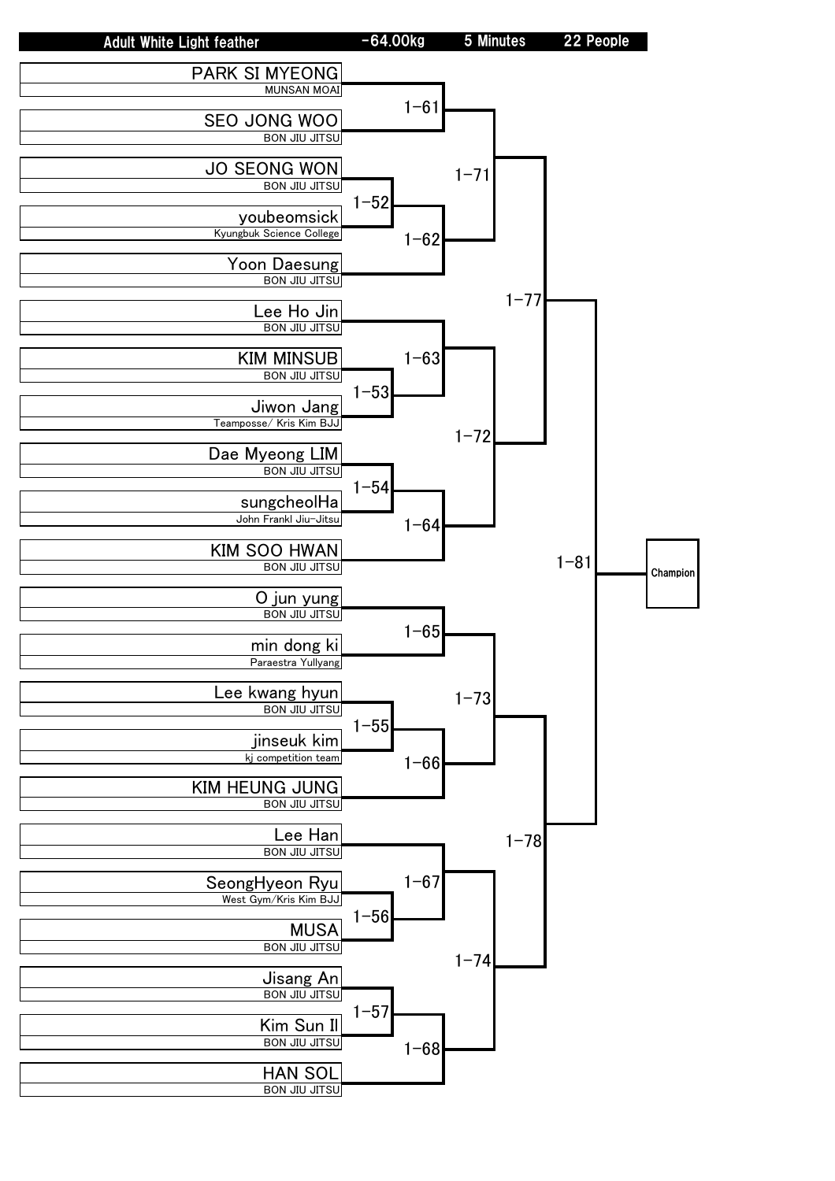| Adult White Light feather | -64.00kg | 5 Minutes | 22 People |
|---|---|---|---|

| Competitor | Team |
|---|---|
| PARK SI MYEONG | MUNSAN MOAI |
| SEO JONG WOO | BON JIU JITSU |
| JO SEONG WON | BON JIU JITSU |
| youbeomsick | Kyungbuk Science College |
| Yoon Daesung | BON JIU JITSU |
| Lee Ho Jin | BON JIU JITSU |
| KIM MINSUB | BON JIU JITSU |
| Jiwon Jang | Teamposse/ Kris Kim BJJ |
| Dae Myeong LIM | BON JIU JITSU |
| sungcheolHa | John Frankl Jiu-Jitsu |
| KIM SOO HWAN | BON JIU JITSU |
| O jun yung | BON JIU JITSU |
| min dong ki | Paraestra Yullyang |
| Lee kwang hyun | BON JIU JITSU |
| jinseuk kim | kj competition team |
| KIM HEUNG JUNG | BON JIU JITSU |
| Lee Han | BON JIU JITSU |
| SeongHyeon Ryu | West Gym/Kris Kim BJJ |
| MUSA | BON JIU JITSU |
| Jisang An | BON JIU JITSU |
| Kim Sun Il | BON JIU JITSU |
| HAN SOL | BON JIU JITSU |

| Match | Participants |
|---|---|
| 1-52 | JO SEONG WON vs youbeomsick |
| 1-53 | KIM MINSUB vs Jiwon Jang |
| 1-54 | Dae Myeong LIM vs sungcheolHa |
| 1-55 | Lee kwang hyun vs jinseuk kim |
| 1-56 | SeongHyeon Ryu vs MUSA |
| 1-57 | Jisang An vs Kim Sun Il |
| 1-61 | PARK SI MYEONG vs SEO JONG WOO |
| 1-62 | Winner 1-52 vs Yoon Daesung |
| 1-63 | Lee Ho Jin vs Winner 1-53 |
| 1-64 | Winner 1-54 vs KIM SOO HWAN |
| 1-65 | O jun yung vs min dong ki |
| 1-66 | Winner 1-55 vs KIM HEUNG JUNG |
| 1-67 | Lee Han vs Winner 1-56 |
| 1-68 | Winner 1-57 vs HAN SOL |
| 1-71 | Winner 1-61 vs Winner 1-62 |
| 1-72 | Winner 1-63 vs Winner 1-64 |
| 1-73 | Winner 1-65 vs Winner 1-66 |
| 1-74 | Winner 1-67 vs Winner 1-68 |
| 1-77 | Winner 1-71 vs Winner 1-72 |
| 1-78 | Winner 1-73 vs Winner 1-74 |
| 1-81 | Winner 1-77 vs Winner 1-78 → Champion |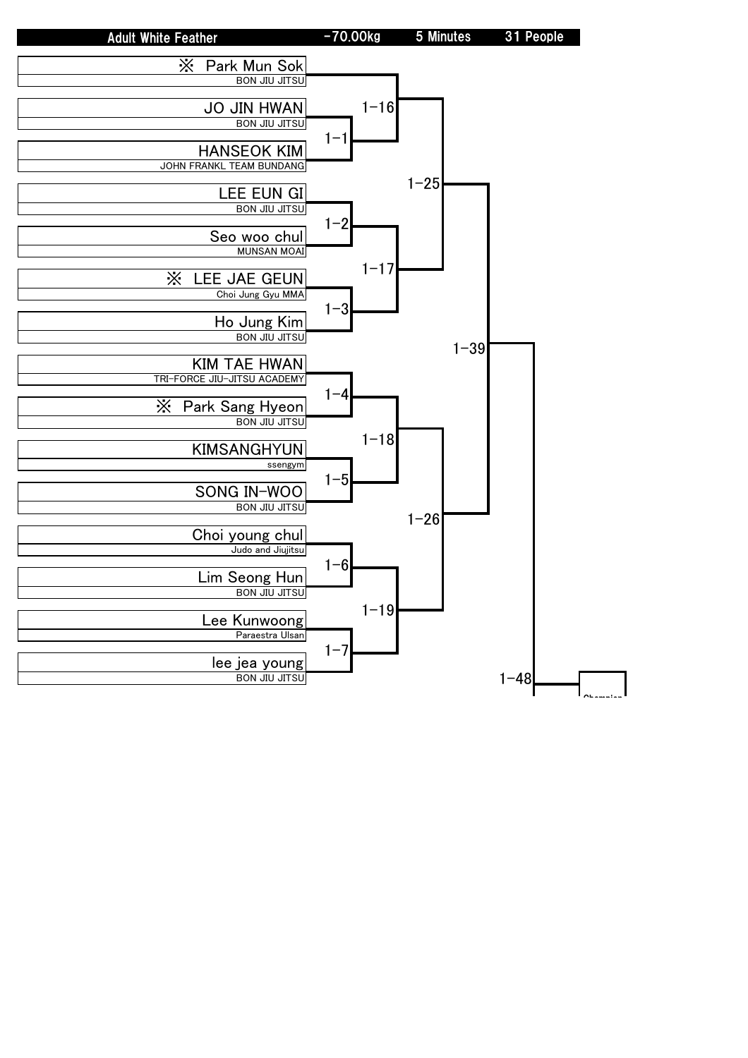| Adult White Feather | -70.00kg | 5 Minutes | 31 People |
|---|---|---|---|

| Competitor | Team |
|---|---|
| ※ Park Mun Sok | BON JIU JITSU |
| JO JIN HWAN | BON JIU JITSU |
| HANSEOK KIM | JOHN FRANKL TEAM BUNDANG |
| LEE EUN GI | BON JIU JITSU |
| Seo woo chul | MUNSAN MOAI |
| ※ LEE JAE GEUN | Choi Jung Gyu MMA |
| Ho Jung Kim | BON JIU JITSU |
| KIM TAE HWAN | TRI-FORCE JIU-JITSU ACADEMY |
| ※ Park Sang Hyeon | BON JIU JITSU |
| KIMSANGHYUN | ssengym |
| SONG IN-WOO | BON JIU JITSU |
| Choi young chul | Judo and Jiujitsu |
| Lim Seong Hun | BON JIU JITSU |
| Lee Kunwoong | Paraestra Ulsan |
| lee jea young | BON JIU JITSU |

| Match | Participants |
|---|---|
| 1-1 | JO JIN HWAN vs HANSEOK KIM |
| 1-2 | LEE EUN GI vs Seo woo chul |
| 1-3 | ※ LEE JAE GEUN vs Ho Jung Kim |
| 1-4 | KIM TAE HWAN vs ※ Park Sang Hyeon |
| 1-5 | KIMSANGHYUN vs SONG IN-WOO |
| 1-6 | Choi young chul vs Lim Seong Hun |
| 1-7 | Lee Kunwoong vs lee jea young |
| 1-16 | ※ Park Mun Sok vs Winner 1-1 |
| 1-17 | Winner 1-2 vs Winner 1-3 |
| 1-18 | Winner 1-4 vs Winner 1-5 |
| 1-19 | Winner 1-6 vs Winner 1-7 |
| 1-25 | Winner 1-16 vs Winner 1-17 |
| 1-26 | Winner 1-18 vs Winner 1-19 |
| 1-39 | Winner 1-25 vs Winner 1-26 |
| 1-48 | Winner 1-39 vs (continued) |

Champion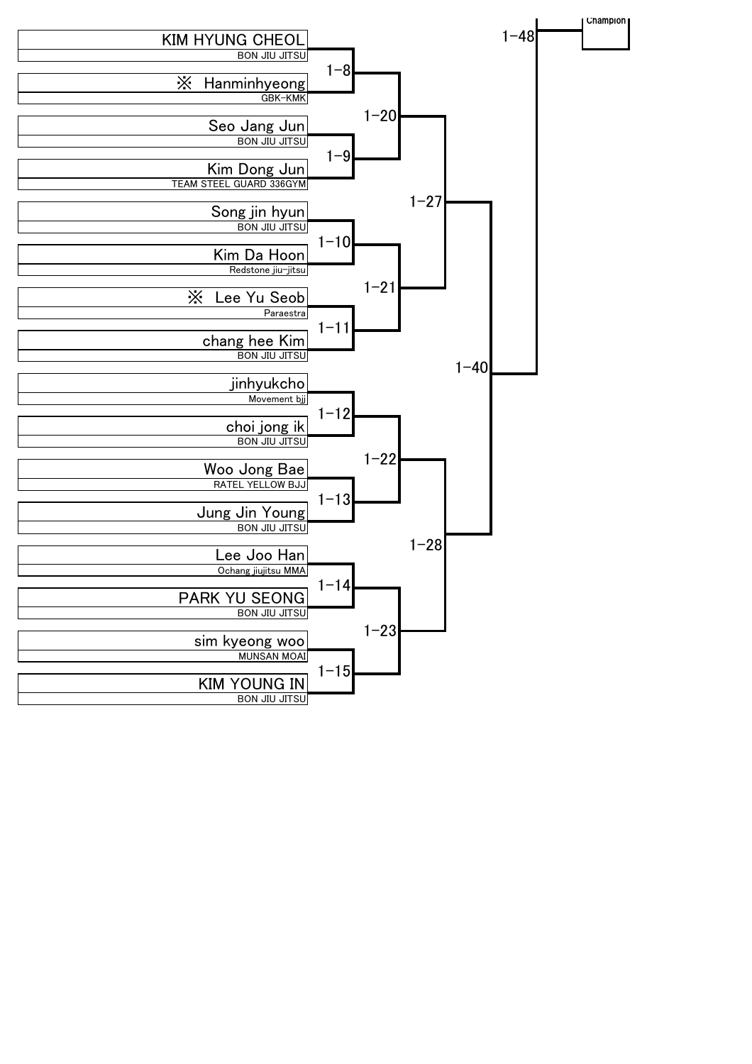| Competitor | Team | Match | Match | Match | Match | Match |
|---|---|---|---|---|---|---|
| KIM HYUNG CHEOL | BON JIU JITSU | 1-8 | 1-20 | 1-27 | 1-40 | 1-48 |
| ※ Hanminhyeong | GBK-KMK | 1-8 | 1-20 | 1-27 | 1-40 | 1-48 |
| Seo Jang Jun | BON JIU JITSU | 1-9 | 1-20 | 1-27 | 1-40 | 1-48 |
| Kim Dong Jun | TEAM STEEL GUARD 336GYM | 1-9 | 1-20 | 1-27 | 1-40 | 1-48 |
| Song jin hyun | BON JIU JITSU | 1-10 | 1-21 | 1-27 | 1-40 | 1-48 |
| Kim Da Hoon | Redstone jiu-jitsu | 1-10 | 1-21 | 1-27 | 1-40 | 1-48 |
| ※ Lee Yu Seob | Paraestra | 1-11 | 1-21 | 1-27 | 1-40 | 1-48 |
| chang hee Kim | BON JIU JITSU | 1-11 | 1-21 | 1-27 | 1-40 | 1-48 |
| jinhyukcho | Movement bjj | 1-12 | 1-22 | 1-28 | 1-40 | 1-48 |
| choi jong ik | BON JIU JITSU | 1-12 | 1-22 | 1-28 | 1-40 | 1-48 |
| Woo Jong Bae | RATEL YELLOW BJJ | 1-13 | 1-22 | 1-28 | 1-40 | 1-48 |
| Jung Jin Young | BON JIU JITSU | 1-13 | 1-22 | 1-28 | 1-40 | 1-48 |
| Lee Joo Han | Ochang jiujitsu MMA | 1-14 | 1-23 | 1-28 | 1-40 | 1-48 |
| PARK YU SEONG | BON JIU JITSU | 1-14 | 1-23 | 1-28 | 1-40 | 1-48 |
| sim kyeong woo | MUNSAN MOAI | 1-15 | 1-23 | 1-28 | 1-40 | 1-48 |
| KIM YOUNG IN | BON JIU JITSU | 1-15 | 1-23 | 1-28 | 1-40 | 1-48 |

Champion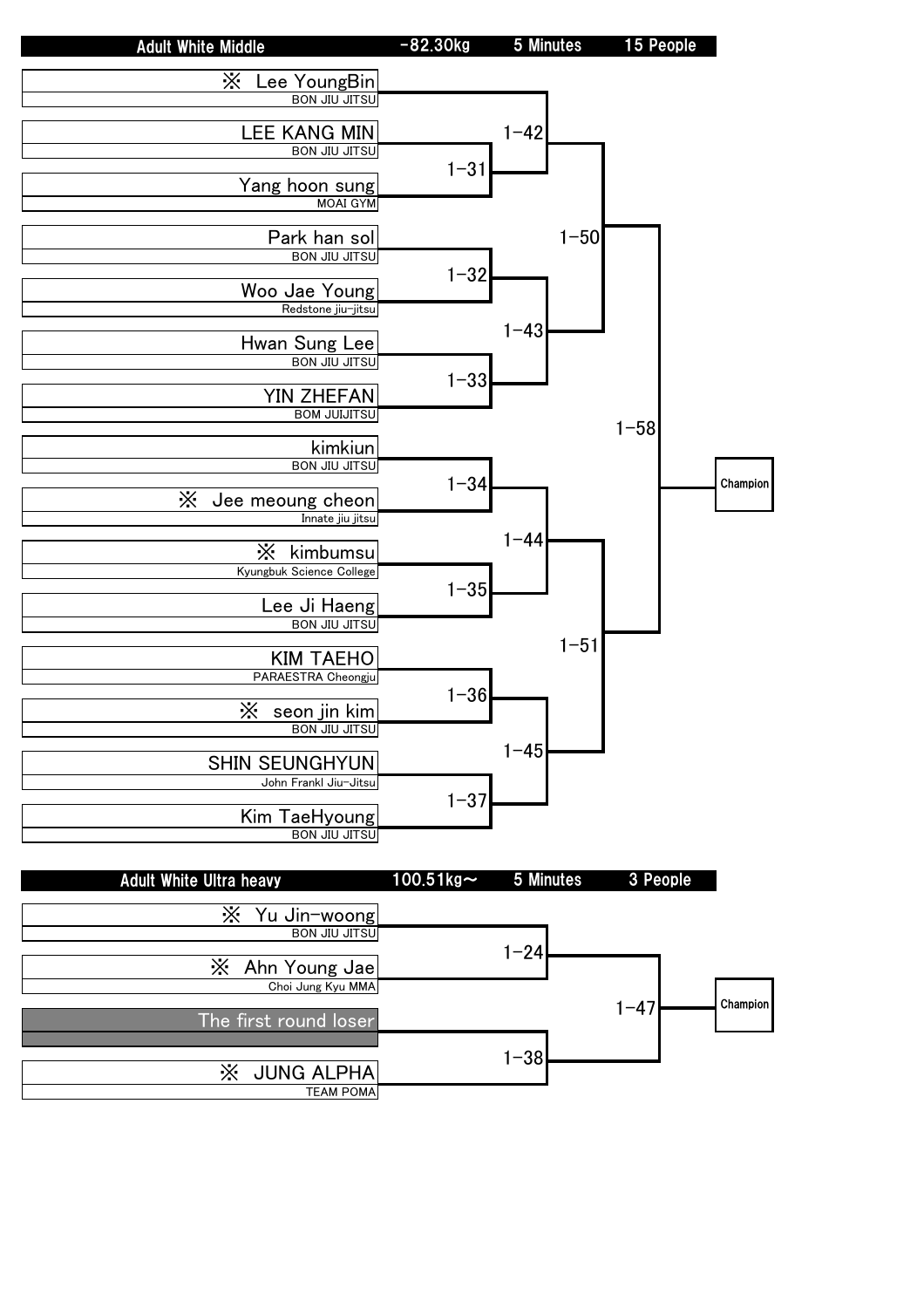## Adult White Middle | -82.30kg | 5 Minutes | 15 People

| Competitor | Team |
|---|---|
| ※ Lee YoungBin | BON JIU JITSU |
| LEE KANG MIN | BON JIU JITSU |
| Yang hoon sung | MOAI GYM |
| Park han sol | BON JIU JITSU |
| Woo Jae Young | Redstone jiu-jitsu |
| Hwan Sung Lee | BON JIU JITSU |
| YIN ZHEFAN | BOM JUIJITSU |
| kimkiun | BON JIU JITSU |
| ※ Jee meoung cheon | Innate jiu jitsu |
| ※ kimbumsu | Kyungbuk Science College |
| Lee Ji Haeng | BON JIU JITSU |
| KIM TAEHO | PARAESTRA Cheongju |
| ※ seon jin kim | BON JIU JITSU |
| SHIN SEUNGHYUN | John Frankl Jiu-Jitsu |
| Kim TaeHyoung | BON JIU JITSU |

Matches:

- 1-31: LEE KANG MIN vs Yang hoon sung
- 1-32: Park han sol vs Woo Jae Young
- 1-33: Hwan Sung Lee vs YIN ZHEFAN
- 1-34: kimkiun vs ※ Jee meoung cheon
- 1-35: ※ kimbumsu vs Lee Ji Haeng
- 1-36: KIM TAEHO vs ※ seon jin kim
- 1-37: SHIN SEUNGHYUN vs Kim TaeHyoung
- 1-42: ※ Lee YoungBin vs Winner 1-31
- 1-43: Winner 1-32 vs Winner 1-33
- 1-44: Winner 1-34 vs Winner 1-35
- 1-45: Winner 1-36 vs Winner 1-37
- 1-50: Winner 1-42 vs Winner 1-43
- 1-51: Winner 1-44 vs Winner 1-45
- 1-58: Winner 1-50 vs Winner 1-51 → Champion

## Adult White Ultra heavy | 100.51kg~ | 5 Minutes | 3 People

| Competitor | Team |
|---|---|
| ※ Yu Jin-woong | BON JIU JITSU |
| ※ Ahn Young Jae | Choi Jung Kyu MMA |
| The first round loser | |
| ※ JUNG ALPHA | TEAM POMA |

Matches:

- 1-24: ※ Yu Jin-woong vs ※ Ahn Young Jae
- 1-38: The first round loser vs ※ JUNG ALPHA
- 1-47: Winner 1-24 vs Winner 1-38 → Champion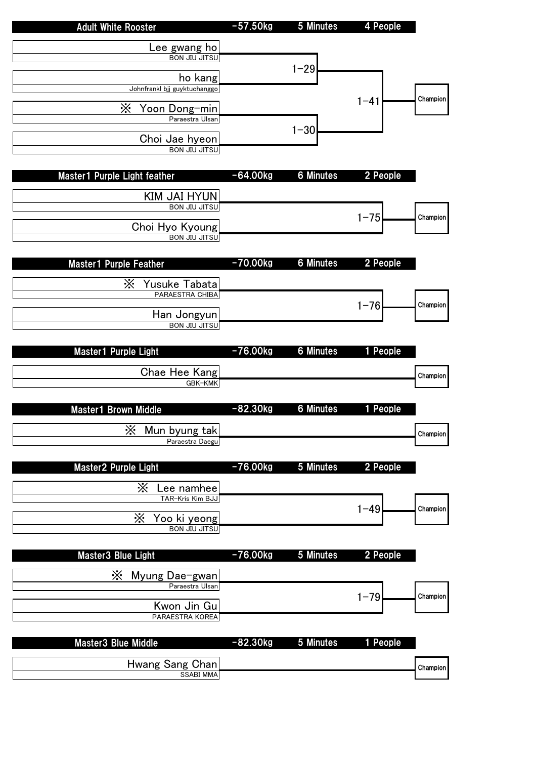## Adult White Rooster | -57.50kg | 5 Minutes | 4 People

| Competitor | Team | Match | Final |
|---|---|---|---|
| Lee gwang ho | BON JIU JITSU | 1-29 | 1-41 |
| ho kang | Johnfrankl bjj guyktuchanggo | 1-29 | 1-41 |
| ※ Yoon Dong-min | Paraestra Ulsan | 1-30 | 1-41 |
| Choi Jae hyeon | BON JIU JITSU | 1-30 | 1-41 |

Champion

## Master1 Purple Light feather | -64.00kg | 6 Minutes | 2 People

| Competitor | Team | Match |
|---|---|---|
| KIM JAI HYUN | BON JIU JITSU | 1-75 |
| Choi Hyo Kyoung | BON JIU JITSU | 1-75 |

Champion

## Master1 Purple Feather | -70.00kg | 6 Minutes | 2 People

| Competitor | Team | Match |
|---|---|---|
| ※ Yusuke Tabata | PARAESTRA CHIBA | 1-76 |
| Han Jongyun | BON JIU JITSU | 1-76 |

Champion

## Master1 Purple Light | -76.00kg | 6 Minutes | 1 People

| Competitor | Team |
|---|---|
| Chae Hee Kang | GBK-KMK |

Champion

## Master1 Brown Middle | -82.30kg | 6 Minutes | 1 People

| Competitor | Team |
|---|---|
| ※ Mun byung tak | Paraestra Daegu |

Champion

## Master2 Purple Light | -76.00kg | 5 Minutes | 2 People

| Competitor | Team | Match |
|---|---|---|
| ※ Lee namhee | TAR-Kris Kim BJJ | 1-49 |
| ※ Yoo ki yeong | BON JIU JITSU | 1-49 |

Champion

## Master3 Blue Light | -76.00kg | 5 Minutes | 2 People

| Competitor | Team | Match |
|---|---|---|
| ※ Myung Dae-gwan | Paraestra Ulsan | 1-79 |
| Kwon Jin Gu | PARAESTRA KOREA | 1-79 |

Champion

## Master3 Blue Middle | -82.30kg | 5 Minutes | 1 People

| Competitor | Team |
|---|---|
| Hwang Sang Chan | SSABI MMA |

Champion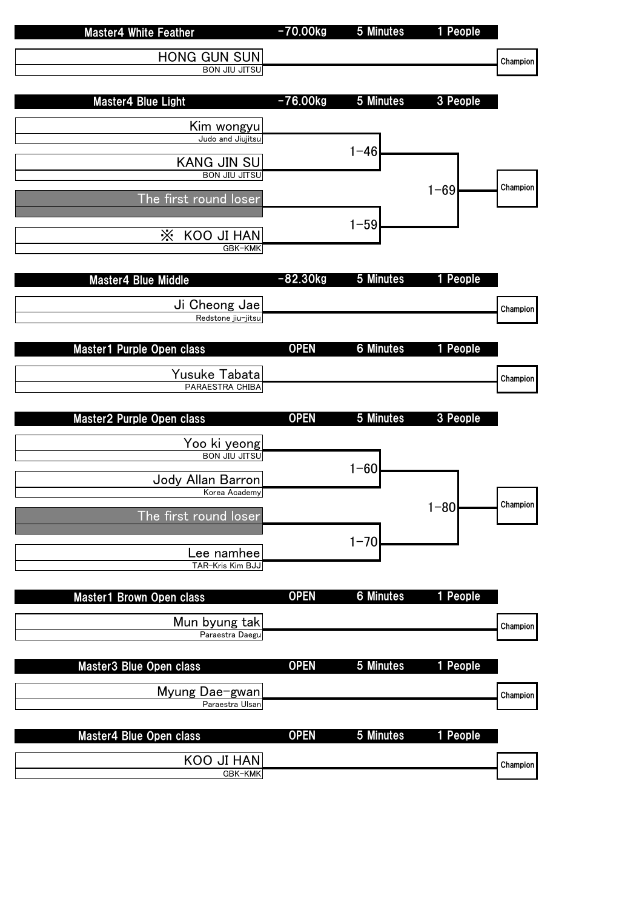## Master4 White Feather | -70.00kg | 5 Minutes | 1 People

HONG GUN SUN
BON JIU JITSU

Champion

## Master4 Blue Light | -76.00kg | 5 Minutes | 3 People

Kim wongyu
Judo and Jiujitsu

KANG JIN SU
BON JIU JITSU

1-46

The first round loser

※ KOO JI HAN
GBK-KMK

1-59

1-69

Champion

## Master4 Blue Middle | -82.30kg | 5 Minutes | 1 People

Ji Cheong Jae
Redstone jiu-jitsu

Champion

## Master1 Purple Open class | OPEN | 6 Minutes | 1 People

Yusuke Tabata
PARAESTRA CHIBA

Champion

## Master2 Purple Open class | OPEN | 5 Minutes | 3 People

Yoo ki yeong
BON JIU JITSU

Jody Allan Barron
Korea Academy

1-60

The first round loser

Lee namhee
TAR-Kris Kim BJJ

1-70

1-80

Champion

## Master1 Brown Open class | OPEN | 6 Minutes | 1 People

Mun byung tak
Paraestra Daegu

Champion

## Master3 Blue Open class | OPEN | 5 Minutes | 1 People

Myung Dae-gwan
Paraestra Ulsan

Champion

## Master4 Blue Open class | OPEN | 5 Minutes | 1 People

KOO JI HAN
GBK-KMK

Champion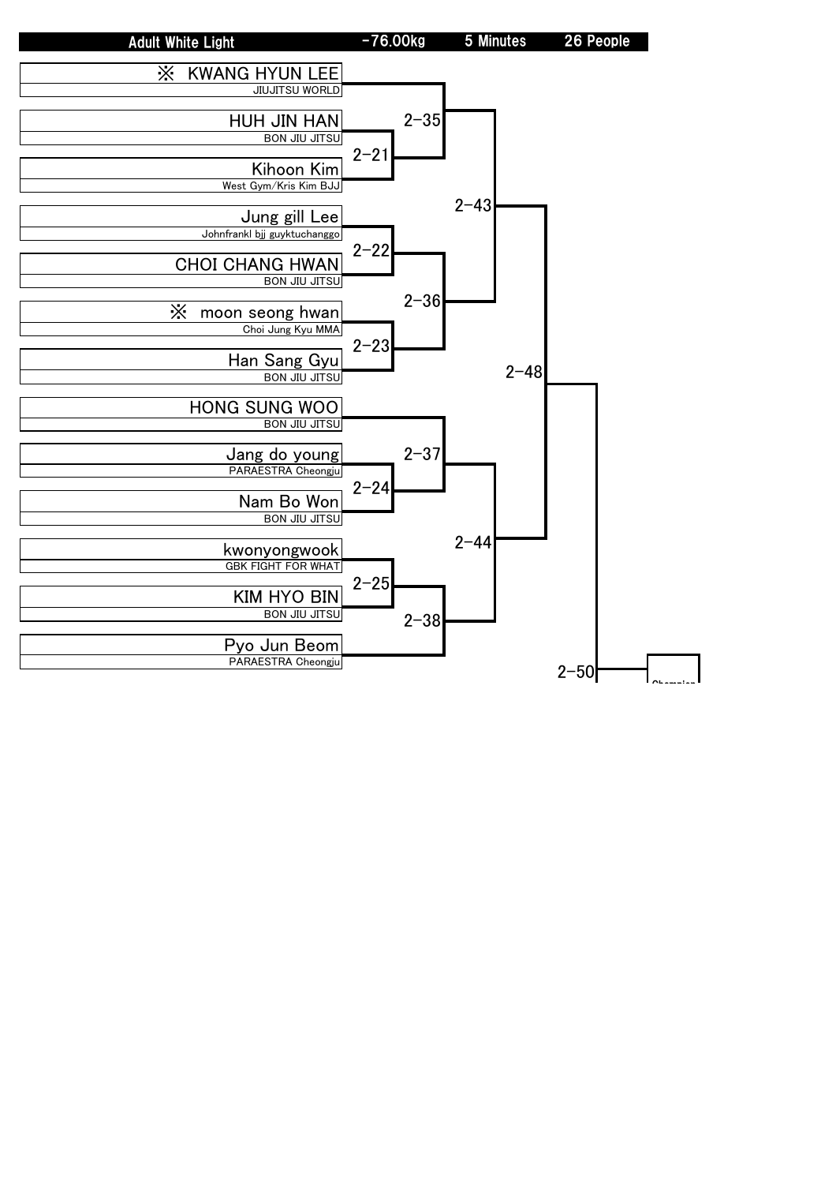| Adult White Light | -76.00kg | 5 Minutes | 26 People |
|---|---|---|---|

| Competitor | Team |
|---|---|
| ※ KWANG HYUN LEE | JIUJITSU WORLD |
| HUH JIN HAN | BON JIU JITSU |
| Kihoon Kim | West Gym/Kris Kim BJJ |
| Jung gill Lee | Johnfrankl bjj guyktuchanggo |
| CHOI CHANG HWAN | BON JIU JITSU |
| ※ moon seong hwan | Choi Jung Kyu MMA |
| Han Sang Gyu | BON JIU JITSU |
| HONG SUNG WOO | BON JIU JITSU |
| Jang do young | PARAESTRA Cheongju |
| Nam Bo Won | BON JIU JITSU |
| kwonyongwook | GBK FIGHT FOR WHAT |
| KIM HYO BIN | BON JIU JITSU |
| Pyo Jun Beom | PARAESTRA Cheongju |

Matches:

- 2-21: HUH JIN HAN vs Kihoon Kim
- 2-22: Jung gill Lee vs CHOI CHANG HWAN
- 2-23: moon seong hwan vs Han Sang Gyu
- 2-24: Jang do young vs Nam Bo Won
- 2-25: kwonyongwook vs KIM HYO BIN
- 2-35: KWANG HYUN LEE vs winner of 2-21
- 2-36: winner of 2-22 vs winner of 2-23
- 2-37: HONG SUNG WOO vs winner of 2-24
- 2-38: winner of 2-25 vs Pyo Jun Beom
- 2-43: winner of 2-35 vs winner of 2-36
- 2-44: winner of 2-37 vs winner of 2-38
- 2-48: winner of 2-43 vs winner of 2-44
- 2-50: winner of 2-48 vs winner of the other half of the bracket (not shown on this page)

Champion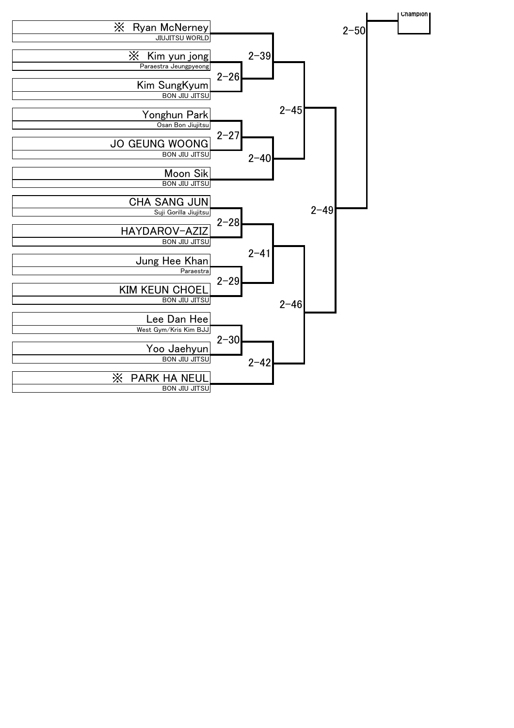| Competitor | Team |
| --- | --- |
| ※ Ryan McNerney | JIUJITSU WORLD |
| ※ Kim yun jong | Paraestra Jeungpyeong |
| Kim SungKyum | BON JIU JITSU |
| Yonghun Park | Osan Bon Jiujitsu |
| JO GEUNG WOONG | BON JIU JITSU |
| Moon Sik | BON JIU JITSU |
| CHA SANG JUN | Suji Gorilla Jiujitsu |
| HAYDAROV-AZIZ | BON JIU JITSU |
| Jung Hee Khan | Paraestra |
| KIM KEUN CHOEL | BON JIU JITSU |
| Lee Dan Hee | West Gym/Kris Kim BJJ |
| Yoo Jaehyun | BON JIU JITSU |
| ※ PARK HA NEUL | BON JIU JITSU |

| Match | Contestants |
| --- | --- |
| 2-26 | Kim yun jong vs Kim SungKyum |
| 2-27 | Yonghun Park vs JO GEUNG WOONG |
| 2-28 | CHA SANG JUN vs HAYDAROV-AZIZ |
| 2-29 | Jung Hee Khan vs KIM KEUN CHOEL |
| 2-30 | Lee Dan Hee vs Yoo Jaehyun |
| 2-39 | Ryan McNerney vs Winner 2-26 |
| 2-40 | Winner 2-27 vs Moon Sik |
| 2-41 | Winner 2-28 vs Winner 2-29 |
| 2-42 | Winner 2-30 vs PARK HA NEUL |
| 2-45 | Winner 2-39 vs Winner 2-40 |
| 2-46 | Winner 2-41 vs Winner 2-42 |
| 2-49 | Winner 2-45 vs Winner 2-46 |
| 2-50 | Winner 2-49 vs (upper bracket) |

Champion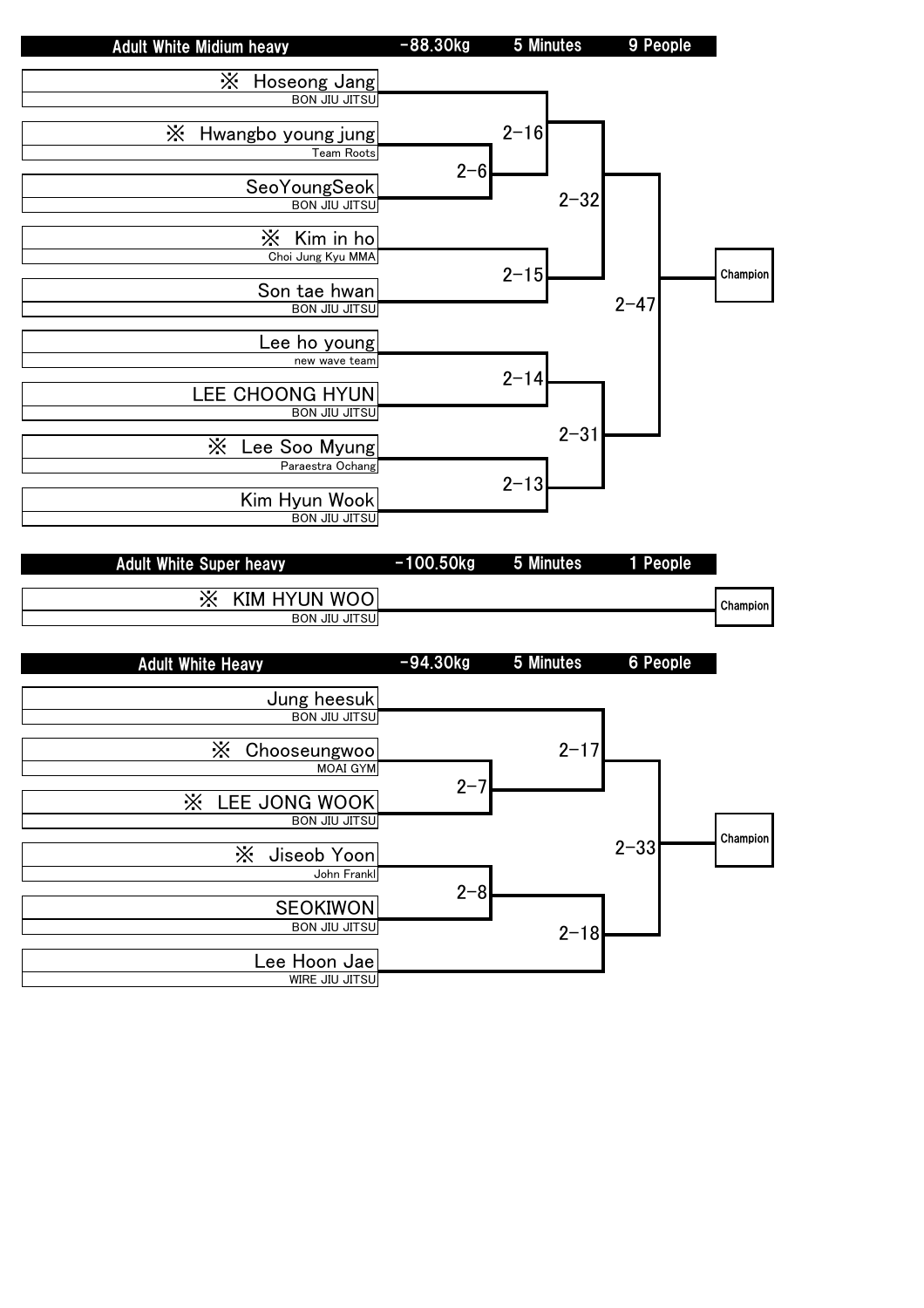## Adult White Midium heavy | -88.30kg | 5 Minutes | 9 People

| Competitor | Team |
|---|---|
| ※ Hoseong Jang | BON JIU JITSU |
| ※ Hwangbo young jung | Team Roots |
| SeoYoungSeok | BON JIU JITSU |
| ※ Kim in ho | Choi Jung Kyu MMA |
| Son tae hwan | BON JIU JITSU |
| Lee ho young | new wave team |
| LEE CHOONG HYUN | BON JIU JITSU |
| ※ Lee Soo Myung | Paraestra Ochang |
| Kim Hyun Wook | BON JIU JITSU |

Matches:
- 2-6: Hwangbo young jung vs SeoYoungSeok
- 2-16: Hoseong Jang vs winner of 2-6
- 2-15: Kim in ho vs Son tae hwan
- 2-32: winner of 2-16 vs winner of 2-15
- 2-14: Lee ho young vs LEE CHOONG HYUN
- 2-13: Lee Soo Myung vs Kim Hyun Wook
- 2-31: winner of 2-14 vs winner of 2-13
- 2-47: winner of 2-32 vs winner of 2-31 → Champion

## Adult White Super heavy | -100.50kg | 5 Minutes | 1 People

| Competitor | Team |
|---|---|
| ※ KIM HYUN WOO | BON JIU JITSU |

→ Champion

## Adult White Heavy | -94.30kg | 5 Minutes | 6 People

| Competitor | Team |
|---|---|
| Jung heesuk | BON JIU JITSU |
| ※ Chooseungwoo | MOAI GYM |
| ※ LEE JONG WOOK | BON JIU JITSU |
| ※ Jiseob Yoon | John Frankl |
| SEOKIWON | BON JIU JITSU |
| Lee Hoon Jae | WIRE JIU JITSU |

Matches:
- 2-7: Chooseungwoo vs LEE JONG WOOK
- 2-17: Jung heesuk vs winner of 2-7
- 2-8: Jiseob Yoon vs SEOKIWON
- 2-18: winner of 2-8 vs Lee Hoon Jae
- 2-33: winner of 2-17 vs winner of 2-18 → Champion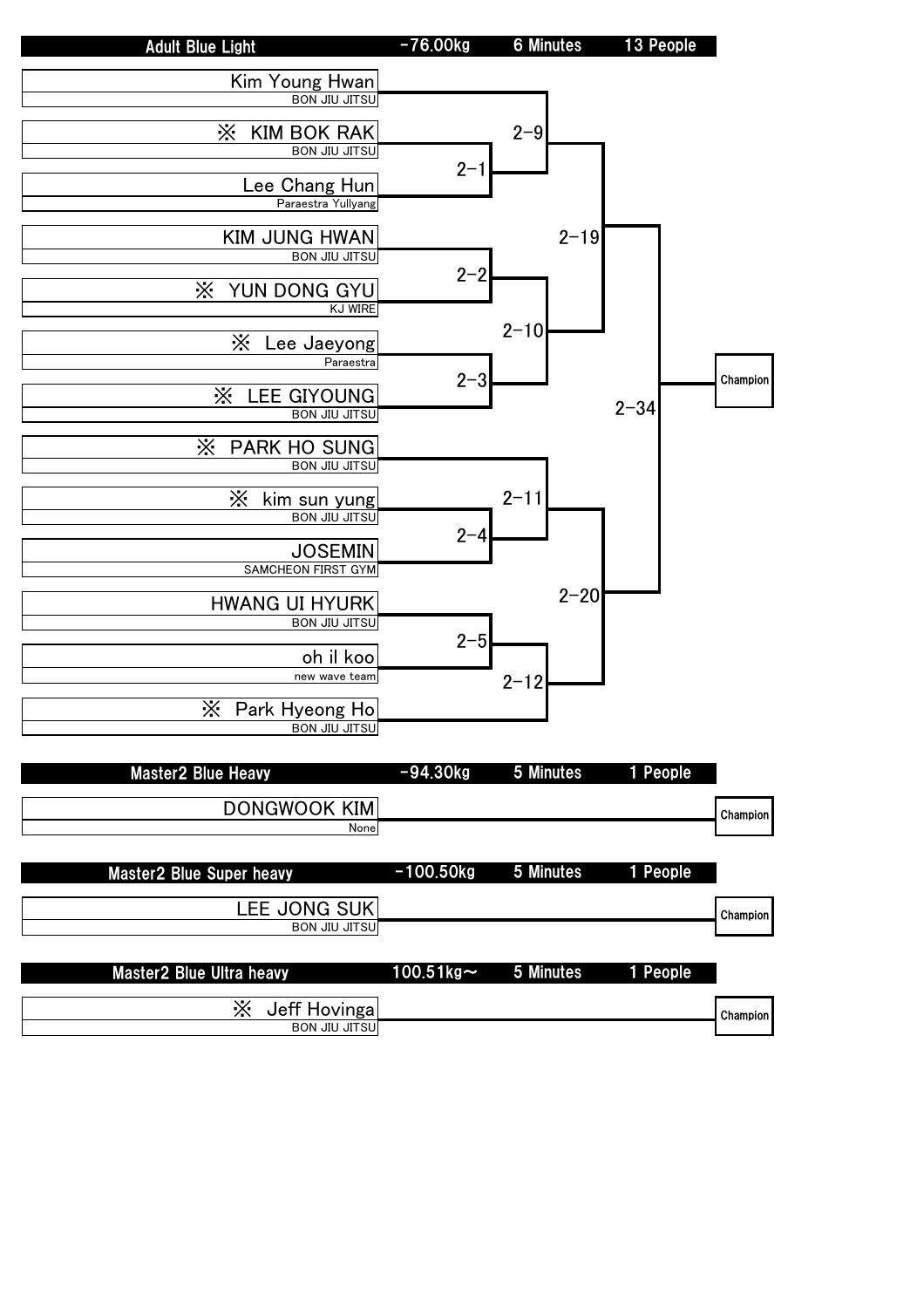## Adult Blue Light | -76.00kg | 6 Minutes | 13 People

| Competitor | Team |
|---|---|
| Kim Young Hwan | BON JIU JITSU |
| ※ KIM BOK RAK | BON JIU JITSU |
| Lee Chang Hun | Paraestra Yullyang |
| KIM JUNG HWAN | BON JIU JITSU |
| ※ YUN DONG GYU | KJ WIRE |
| ※ Lee Jaeyong | Paraestra |
| ※ LEE GIYOUNG | BON JIU JITSU |
| ※ PARK HO SUNG | BON JIU JITSU |
| ※ kim sun yung | BON JIU JITSU |
| JOSEMIN | SAMCHEON FIRST GYM |
| HWANG UI HYURK | BON JIU JITSU |
| oh il koo | new wave team |
| ※ Park Hyeong Ho | BON JIU JITSU |

Matches:

- 2-1: KIM BOK RAK vs Lee Chang Hun
- 2-2: KIM JUNG HWAN vs YUN DONG GYU
- 2-3: Lee Jaeyong vs LEE GIYOUNG
- 2-4: kim sun yung vs JOSEMIN
- 2-5: HWANG UI HYURK vs oh il koo
- 2-9: Kim Young Hwan vs winner of 2-1
- 2-10: winner of 2-2 vs winner of 2-3
- 2-11: PARK HO SUNG vs winner of 2-4
- 2-12: winner of 2-5 vs Park Hyeong Ho
- 2-19: winner of 2-9 vs winner of 2-10
- 2-20: winner of 2-11 vs winner of 2-12
- 2-34: winner of 2-19 vs winner of 2-20 → Champion

## Master2 Blue Heavy | -94.30kg | 5 Minutes | 1 People

| Competitor | Team |
|---|---|
| DONGWOOK KIM | None |

Champion

## Master2 Blue Super heavy | -100.50kg | 5 Minutes | 1 People

| Competitor | Team |
|---|---|
| LEE JONG SUK | BON JIU JITSU |

Champion

## Master2 Blue Ultra heavy | 100.51kg~ | 5 Minutes | 1 People

| Competitor | Team |
|---|---|
| ※ Jeff Hovinga | BON JIU JITSU |

Champion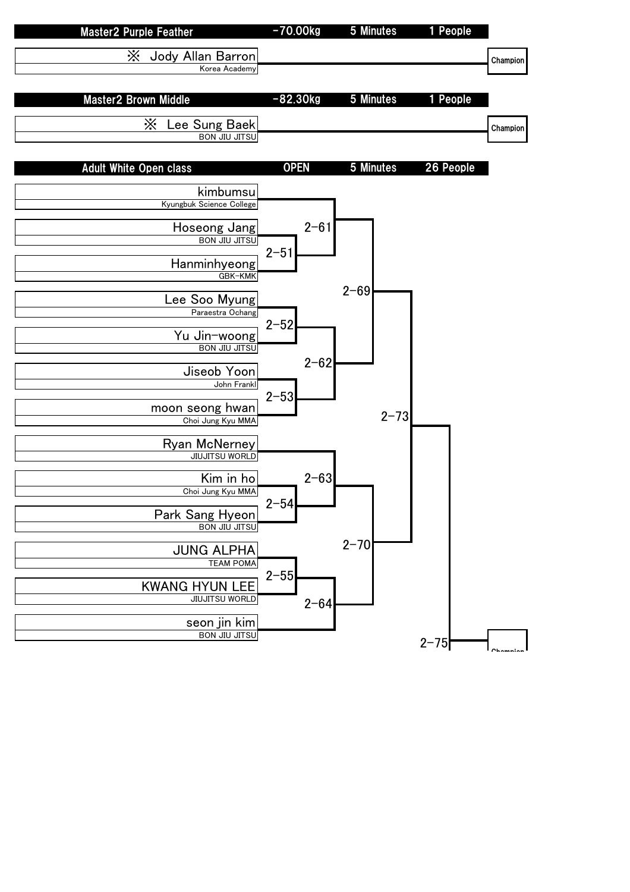| Master2 Purple Feather | -70.00kg | 5 Minutes | 1 People |
|---|---|---|---|

※ Jody Allan Barron
Korea Academy

Champion

| Master2 Brown Middle | -82.30kg | 5 Minutes | 1 People |
|---|---|---|---|

※ Lee Sung Baek
BON JIU JITSU

Champion

| Adult White Open class | OPEN | 5 Minutes | 26 People |
|---|---|---|---|

| Competitor | Team |
|---|---|
| kimbumsu | Kyungbuk Science College |
| Hoseong Jang | BON JIU JITSU |
| Hanminhyeong | GBK-KMK |
| Lee Soo Myung | Paraestra Ochang |
| Yu Jin-woong | BON JIU JITSU |
| Jiseob Yoon | John Frankl |
| moon seong hwan | Choi Jung Kyu MMA |
| Ryan McNerney | JIUJITSU WORLD |
| Kim in ho | Choi Jung Kyu MMA |
| Park Sang Hyeon | BON JIU JITSU |
| JUNG ALPHA | TEAM POMA |
| KWANG HYUN LEE | JIUJITSU WORLD |
| seon jin kim | BON JIU JITSU |

Matches: 2-51, 2-52, 2-53, 2-54, 2-55, 2-61, 2-62, 2-63, 2-64, 2-69, 2-70, 2-73, 2-75

Champion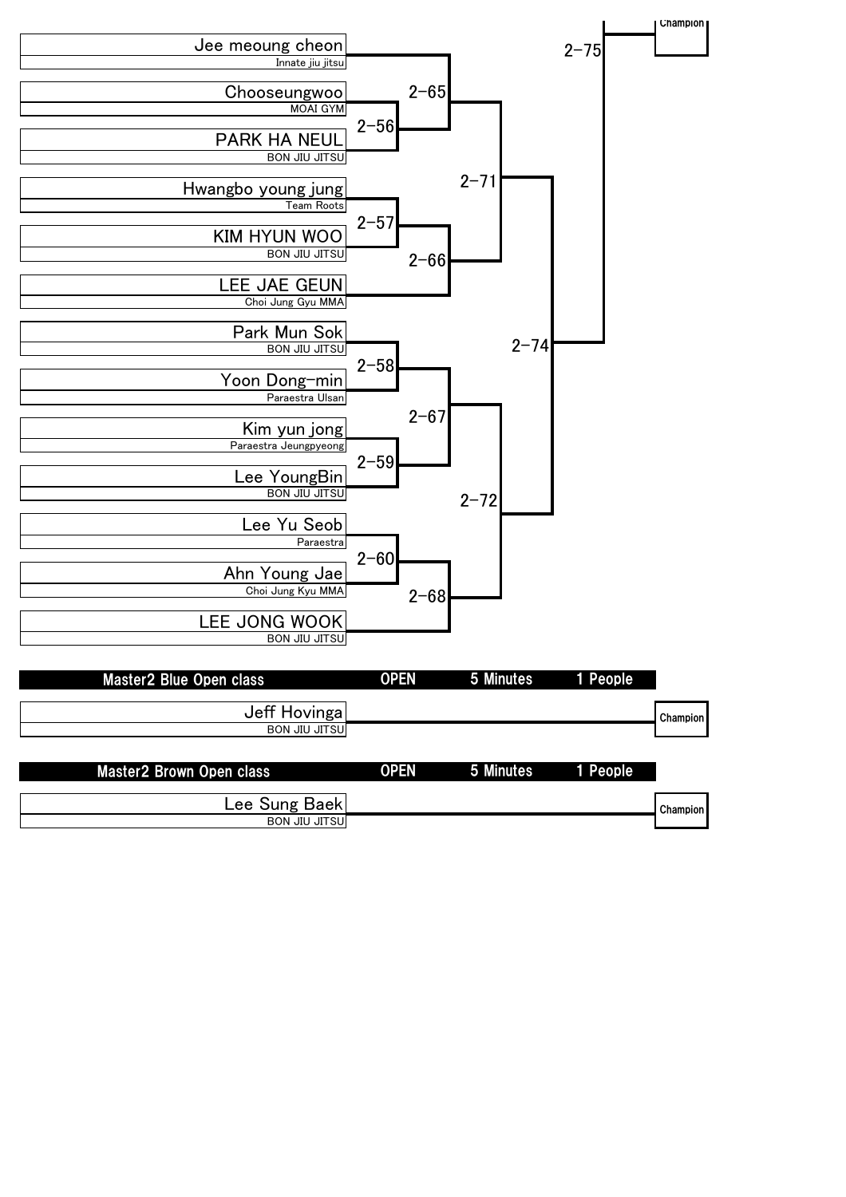| Name | Team |
|---|---|
| Jee meoung cheon | Innate jiu jitsu |
| Chooseungwoo | MOAI GYM |
| PARK HA NEUL | BON JIU JITSU |
| Hwangbo young jung | Team Roots |
| KIM HYUN WOO | BON JIU JITSU |
| LEE JAE GEUN | Choi Jung Gyu MMA |
| Park Mun Sok | BON JIU JITSU |
| Yoon Dong-min | Paraestra Ulsan |
| Kim yun jong | Paraestra Jeungpyeong |
| Lee YoungBin | BON JIU JITSU |
| Lee Yu Seob | Paraestra |
| Ahn Young Jae | Choi Jung Kyu MMA |
| LEE JONG WOOK | BON JIU JITSU |

Matches: 2-56, 2-57, 2-58, 2-59, 2-60, 2-65, 2-66, 2-67, 2-68, 2-71, 2-72, 2-74, 2-75

Champion

| Master2 Blue Open class | OPEN | 5 Minutes | 1 People |
|---|---|---|---|

| Name | Team |
|---|---|
| Jeff Hovinga | BON JIU JITSU |

Champion

| Master2 Brown Open class | OPEN | 5 Minutes | 1 People |
|---|---|---|---|

| Name | Team |
|---|---|
| Lee Sung Baek | BON JIU JITSU |

Champion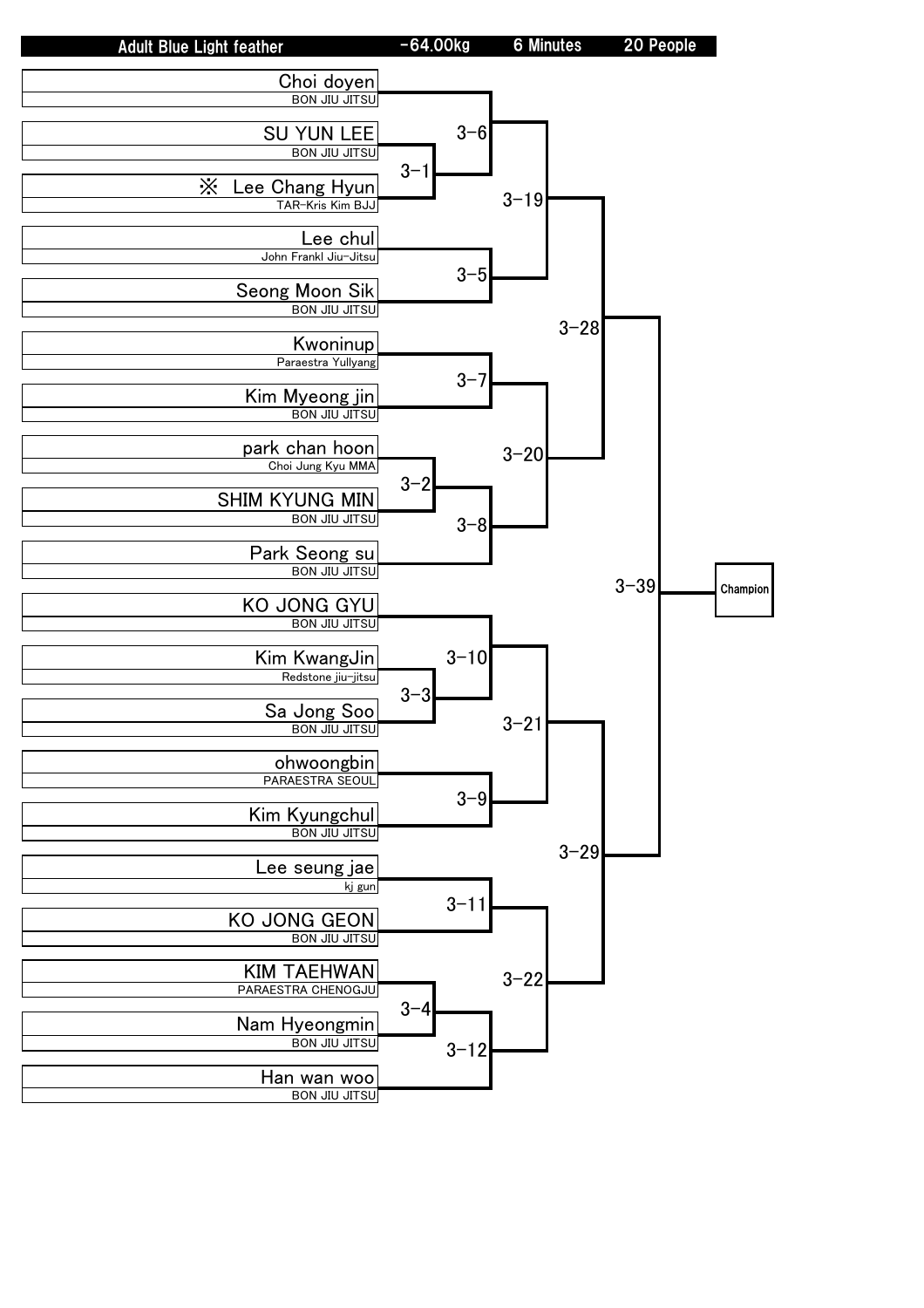| Adult Blue Light feather | -64.00kg | 6 Minutes | 20 People |
|---|---|---|---|

| Competitor | Team |
|---|---|
| Choi doyen | BON JIU JITSU |
| SU YUN LEE | BON JIU JITSU |
| ※ Lee Chang Hyun | TAR-Kris Kim BJJ |
| Lee chul | John Frankl Jiu-Jitsu |
| Seong Moon Sik | BON JIU JITSU |
| Kwoninup | Paraestra Yullyang |
| Kim Myeong jin | BON JIU JITSU |
| park chan hoon | Choi Jung Kyu MMA |
| SHIM KYUNG MIN | BON JIU JITSU |
| Park Seong su | BON JIU JITSU |
| KO JONG GYU | BON JIU JITSU |
| Kim KwangJin | Redstone jiu-jitsu |
| Sa Jong Soo | BON JIU JITSU |
| ohwoongbin | PARAESTRA SEOUL |
| Kim Kyungchul | BON JIU JITSU |
| Lee seung jae | kj gun |
| KO JONG GEON | BON JIU JITSU |
| KIM TAEHWAN | PARAESTRA CHENOGJU |
| Nam Hyeongmin | BON JIU JITSU |
| Han wan woo | BON JIU JITSU |

Matches:

- 3-1: SU YUN LEE vs ※ Lee Chang Hyun
- 3-6: Choi doyen vs winner of 3-1
- 3-5: Lee chul vs Seong Moon Sik
- 3-19: winner of 3-6 vs winner of 3-5
- 3-7: Kwoninup vs Kim Myeong jin
- 3-2: park chan hoon vs SHIM KYUNG MIN
- 3-8: winner of 3-2 vs Park Seong su
- 3-20: winner of 3-7 vs winner of 3-8
- 3-28: winner of 3-19 vs winner of 3-20
- 3-3: Kim KwangJin vs Sa Jong Soo
- 3-10: KO JONG GYU vs winner of 3-3
- 3-9: ohwoongbin vs Kim Kyungchul
- 3-21: winner of 3-10 vs winner of 3-9
- 3-11: Lee seung jae vs KO JONG GEON
- 3-4: KIM TAEHWAN vs Nam Hyeongmin
- 3-12: winner of 3-4 vs Han wan woo
- 3-22: winner of 3-11 vs winner of 3-12
- 3-29: winner of 3-21 vs winner of 3-22
- 3-39: winner of 3-28 vs winner of 3-29 → Champion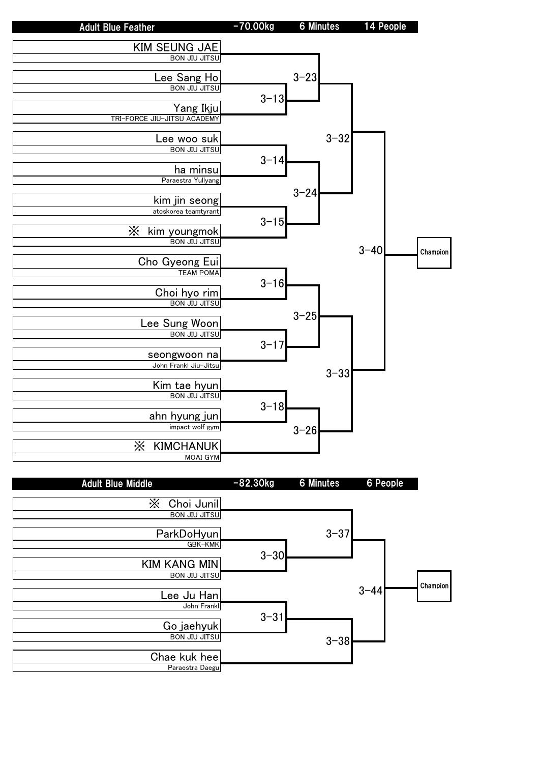## Adult Blue Feather | -70.00kg | 6 Minutes | 14 People

| Competitor | Team |
|---|---|
| KIM SEUNG JAE | BON JIU JITSU |
| Lee Sang Ho | BON JIU JITSU |
| Yang Ikju | TRI-FORCE JIU-JITSU ACADEMY |
| Lee woo suk | BON JIU JITSU |
| ha minsu | Paraestra Yullyang |
| kim jin seong | atoskorea teamtyrant |
| ※ kim youngmok | BON JIU JITSU |
| Cho Gyeong Eui | TEAM POMA |
| Choi hyo rim | BON JIU JITSU |
| Lee Sung Woon | BON JIU JITSU |
| seongwoon na | John Frankl Jiu-Jitsu |
| Kim tae hyun | BON JIU JITSU |
| ahn hyung jun | impact wolf gym |
| ※ KIMCHANUK | MOAI GYM |

Matches:
- 3-13: Lee Sang Ho vs Yang Ikju
- 3-14: Lee woo suk vs ha minsu
- 3-15: kim jin seong vs ※ kim youngmok
- 3-16: Cho Gyeong Eui vs Choi hyo rim
- 3-17: Lee Sung Woon vs seongwoon na
- 3-18: Kim tae hyun vs ahn hyung jun
- 3-23: KIM SEUNG JAE vs winner 3-13
- 3-24: winner 3-14 vs winner 3-15
- 3-25: winner 3-16 vs winner 3-17
- 3-26: winner 3-18 vs ※ KIMCHANUK
- 3-32: winner 3-23 vs winner 3-24
- 3-33: winner 3-25 vs winner 3-26
- 3-40: winner 3-32 vs winner 3-33 → Champion

## Adult Blue Middle | -82.30kg | 6 Minutes | 6 People

| Competitor | Team |
|---|---|
| ※ Choi Junil | BON JIU JITSU |
| ParkDoHyun | GBK-KMK |
| KIM KANG MIN | BON JIU JITSU |
| Lee Ju Han | John Frankl |
| Go jaehyuk | BON JIU JITSU |
| Chae kuk hee | Paraestra Daegu |

Matches:
- 3-30: ParkDoHyun vs KIM KANG MIN
- 3-31: Lee Ju Han vs Go jaehyuk
- 3-37: ※ Choi Junil vs winner 3-30
- 3-38: winner 3-31 vs Chae kuk hee
- 3-44: winner 3-37 vs winner 3-38 → Champion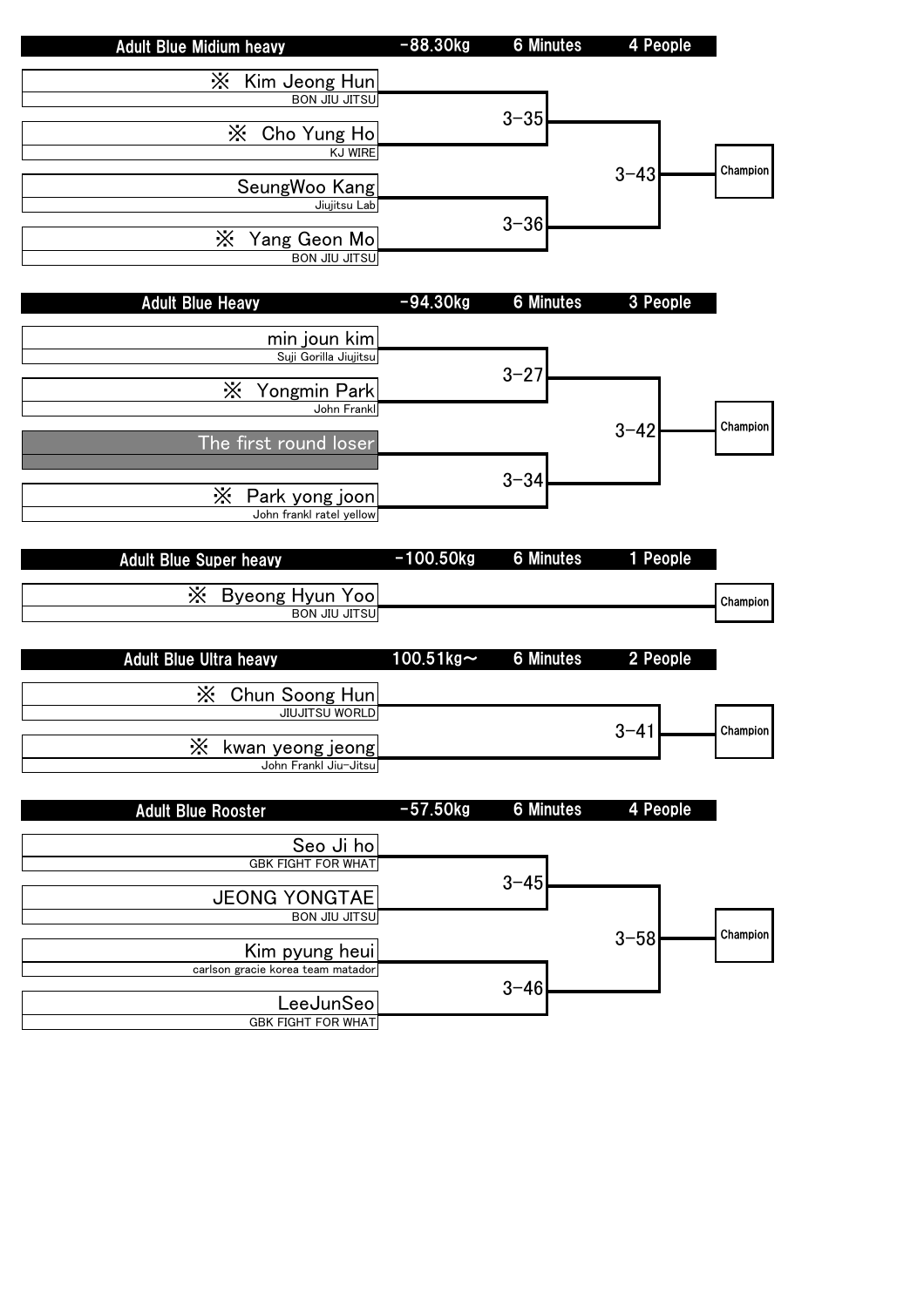## Adult Blue Midium heavy | -88.30kg | 6 Minutes | 4 People

| Competitor | Team | Match | Final |
|---|---|---|---|
| ※ Kim Jeong Hun | BON JIU JITSU | 3-35 | 3-43 |
| ※ Cho Yung Ho | KJ WIRE | | |
| SeungWoo Kang | Jiujitsu Lab | 3-36 | |
| ※ Yang Geon Mo | BON JIU JITSU | | |

Champion

## Adult Blue Heavy | -94.30kg | 6 Minutes | 3 People

| Competitor | Team | Match | Final |
|---|---|---|---|
| min joun kim | Suji Gorilla Jiujitsu | 3-27 | 3-42 |
| ※ Yongmin Park | John Frankl | | |
| The first round loser | | 3-34 | |
| ※ Park yong joon | John frankl ratel yellow | | |

Champion

## Adult Blue Super heavy | -100.50kg | 6 Minutes | 1 People

| Competitor | Team |
|---|---|
| ※ Byeong Hyun Yoo | BON JIU JITSU |

Champion

## Adult Blue Ultra heavy | 100.51kg～ | 6 Minutes | 2 People

| Competitor | Team | Final |
|---|---|---|
| ※ Chun Soong Hun | JIUJITSU WORLD | 3-41 |
| ※ kwan yeong jeong | John Frankl Jiu-Jitsu | |

Champion

## Adult Blue Rooster | -57.50kg | 6 Minutes | 4 People

| Competitor | Team | Match | Final |
|---|---|---|---|
| Seo Ji ho | GBK FIGHT FOR WHAT | 3-45 | 3-58 |
| JEONG YONGTAE | BON JIU JITSU | | |
| Kim pyung heui | carlson gracie korea team matador | 3-46 | |
| LeeJunSeo | GBK FIGHT FOR WHAT | | |

Champion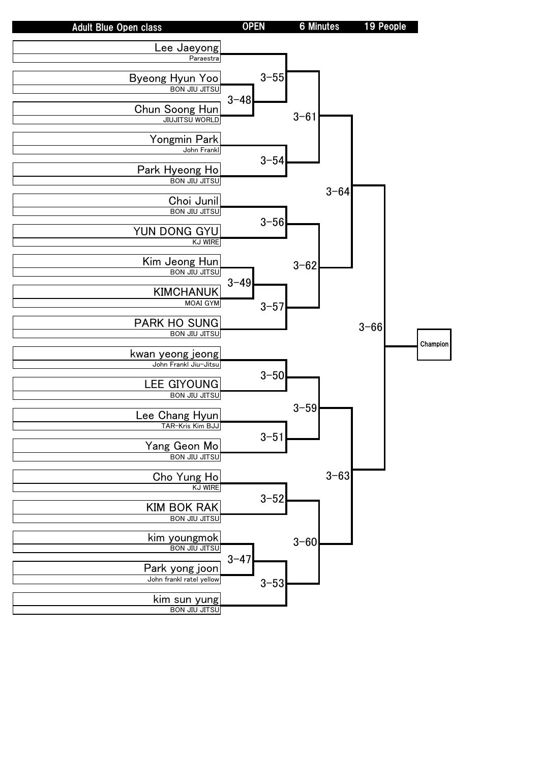| Adult Blue Open class | OPEN | 6 Minutes | 19 People |
|---|---|---|---|

| Competitor | Team |
|---|---|
| Lee Jaeyong | Paraestra |
| Byeong Hyun Yoo | BON JIU JITSU |
| Chun Soong Hun | JIUJITSU WORLD |
| Yongmin Park | John Frankl |
| Park Hyeong Ho | BON JIU JITSU |
| Choi Junil | BON JIU JITSU |
| YUN DONG GYU | KJ WIRE |
| Kim Jeong Hun | BON JIU JITSU |
| KIMCHANUK | MOAI GYM |
| PARK HO SUNG | BON JIU JITSU |
| kwan yeong jeong | John Frankl Jiu-Jitsu |
| LEE GIYOUNG | BON JIU JITSU |
| Lee Chang Hyun | TAR-Kris Kim BJJ |
| Yang Geon Mo | BON JIU JITSU |
| Cho Yung Ho | KJ WIRE |
| KIM BOK RAK | BON JIU JITSU |
| kim youngmok | BON JIU JITSU |
| Park yong joon | John frankl ratel yellow |
| kim sun yung | BON JIU JITSU |

Bracket matches:

- 3-48: Byeong Hyun Yoo vs Chun Soong Hun
- 3-55: Lee Jaeyong vs winner of 3-48
- 3-54: Yongmin Park vs Park Hyeong Ho
- 3-61: winner of 3-55 vs winner of 3-54
- 3-56: Choi Junil vs YUN DONG GYU
- 3-49: Kim Jeong Hun vs KIMCHANUK
- 3-57: winner of 3-49 vs PARK HO SUNG
- 3-62: winner of 3-56 vs winner of 3-57
- 3-64: winner of 3-61 vs winner of 3-62
- 3-50: kwan yeong jeong vs LEE GIYOUNG
- 3-51: Lee Chang Hyun vs Yang Geon Mo
- 3-59: winner of 3-50 vs winner of 3-51
- 3-52: Cho Yung Ho vs KIM BOK RAK
- 3-47: kim youngmok vs Park yong joon
- 3-53: winner of 3-47 vs kim sun yung
- 3-60: winner of 3-52 vs winner of 3-53
- 3-63: winner of 3-59 vs winner of 3-60
- 3-66: winner of 3-64 vs winner of 3-63 → Champion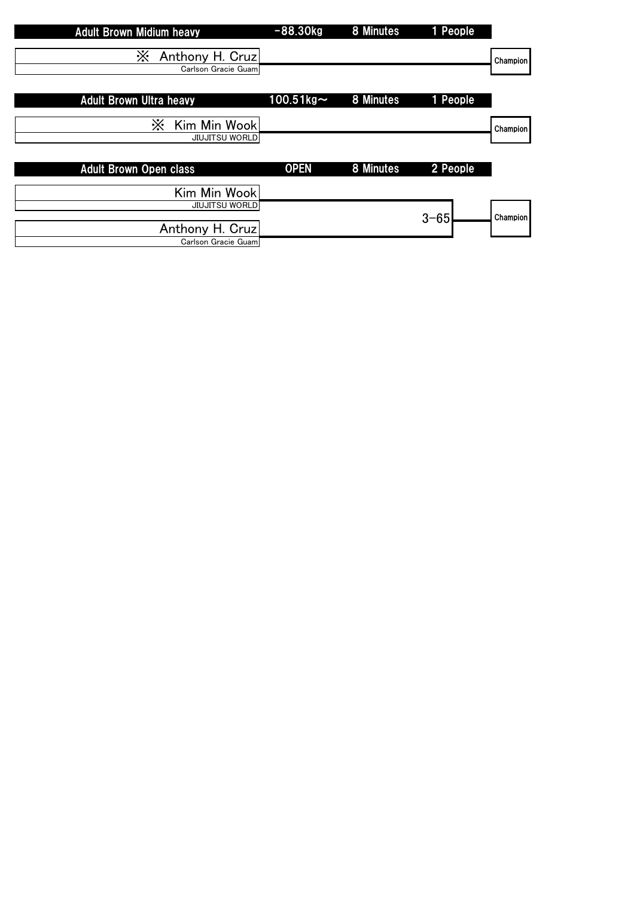## Adult Brown Midium heavy

-88.30kg | 8 Minutes | 1 People

※ Anthony H. Cruz
Carlson Gracie Guam

Champion

## Adult Brown Ultra heavy

100.51kg～ | 8 Minutes | 1 People

※ Kim Min Wook
JIUJITSU WORLD

Champion

## Adult Brown Open class

OPEN | 8 Minutes | 2 People

Kim Min Wook
JIUJITSU WORLD

Anthony H. Cruz
Carlson Gracie Guam

3-65

Champion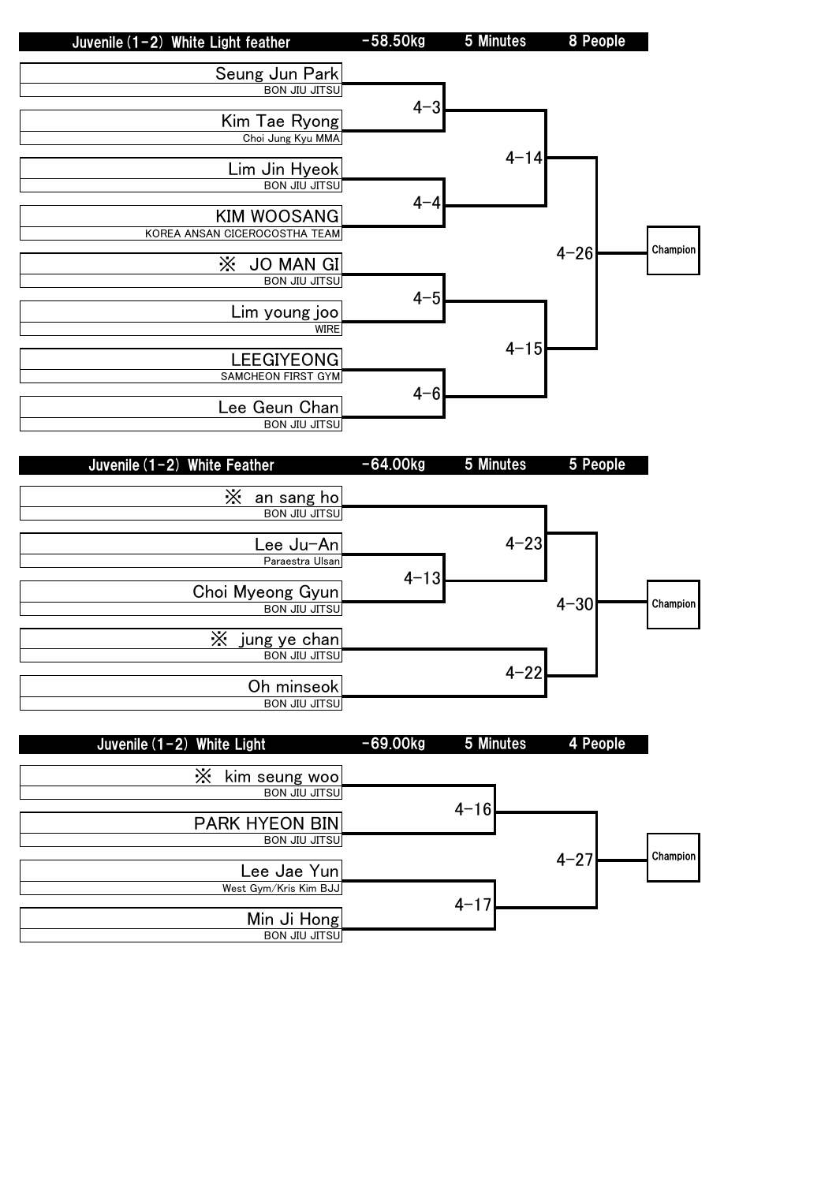## Juvenile (1-2) White Light feather | -58.50kg | 5 Minutes | 8 People

| Competitor | Team | Match |
| --- | --- | --- |
| Seung Jun Park | BON JIU JITSU | 4-3 |
| Kim Tae Ryong | Choi Jung Kyu MMA | 4-3 |
| Lim Jin Hyeok | BON JIU JITSU | 4-4 |
| KIM WOOSANG | KOREA ANSAN CICEROCOSTHA TEAM | 4-4 |
| ※ JO MAN GI | BON JIU JITSU | 4-5 |
| Lim young joo | WIRE | 4-5 |
| LEEGIYEONG | SAMCHEON FIRST GYM | 4-6 |
| Lee Geun Chan | BON JIU JITSU | 4-6 |

- 4-14: Winner 4-3 vs Winner 4-4
- 4-15: Winner 4-5 vs Winner 4-6
- 4-26: Winner 4-14 vs Winner 4-15 → Champion

## Juvenile (1-2) White Feather | -64.00kg | 5 Minutes | 5 People

| Competitor | Team | Match |
| --- | --- | --- |
| ※ an sang ho | BON JIU JITSU | 4-23 |
| Lee Ju-An | Paraestra Ulsan | 4-13 |
| Choi Myeong Gyun | BON JIU JITSU | 4-13 |
| ※ jung ye chan | BON JIU JITSU | 4-22 |
| Oh minseok | BON JIU JITSU | 4-22 |

- 4-23: an sang ho vs Winner 4-13
- 4-30: Winner 4-23 vs Winner 4-22 → Champion

## Juvenile (1-2) White Light | -69.00kg | 5 Minutes | 4 People

| Competitor | Team | Match |
| --- | --- | --- |
| ※ kim seung woo | BON JIU JITSU | 4-16 |
| PARK HYEON BIN | BON JIU JITSU | 4-16 |
| Lee Jae Yun | West Gym/Kris Kim BJJ | 4-17 |
| Min Ji Hong | BON JIU JITSU | 4-17 |

- 4-27: Winner 4-16 vs Winner 4-17 → Champion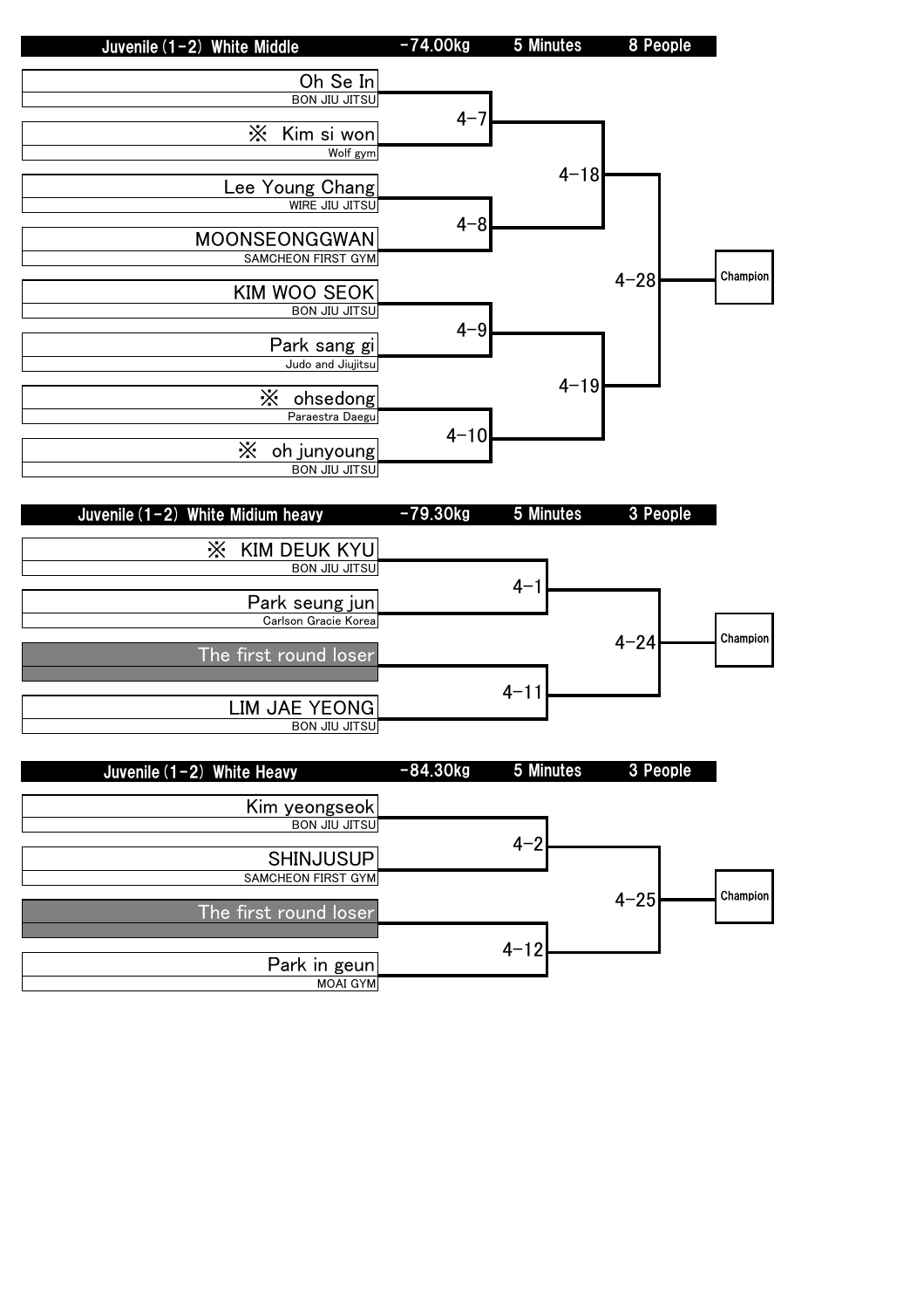## Juvenile (1-2) White Middle | -74.00kg | 5 Minutes | 8 People

| Competitor | Team | Round 1 | Semifinal | Final |
|---|---|---|---|---|
| Oh Se In | BON JIU JITSU | 4-7 | 4-18 | 4-28 |
| ※ Kim si won | Wolf gym | | | |
| Lee Young Chang | WIRE JIU JITSU | 4-8 | | |
| MOONSEONGGWAN | SAMCHEON FIRST GYM | | | |
| KIM WOO SEOK | BON JIU JITSU | 4-9 | 4-19 | |
| Park sang gi | Judo and Jiujitsu | | | |
| ※ ohsedong | Paraestra Daegu | 4-10 | | |
| ※ oh junyoung | BON JIU JITSU | | | |

Champion

## Juvenile (1-2) White Midium heavy | -79.30kg | 5 Minutes | 3 People

| Competitor | Team | Round 1 | Final |
|---|---|---|---|
| ※ KIM DEUK KYU | BON JIU JITSU | 4-1 | 4-24 |
| Park seung jun | Carlson Gracie Korea | | |
| The first round loser | | 4-11 | |
| LIM JAE YEONG | BON JIU JITSU | | |

Champion

## Juvenile (1-2) White Heavy | -84.30kg | 5 Minutes | 3 People

| Competitor | Team | Round 1 | Final |
|---|---|---|---|
| Kim yeongseok | BON JIU JITSU | 4-2 | 4-25 |
| SHINJUSUP | SAMCHEON FIRST GYM | | |
| The first round loser | | 4-12 | |
| Park in geun | MOAI GYM | | |

Champion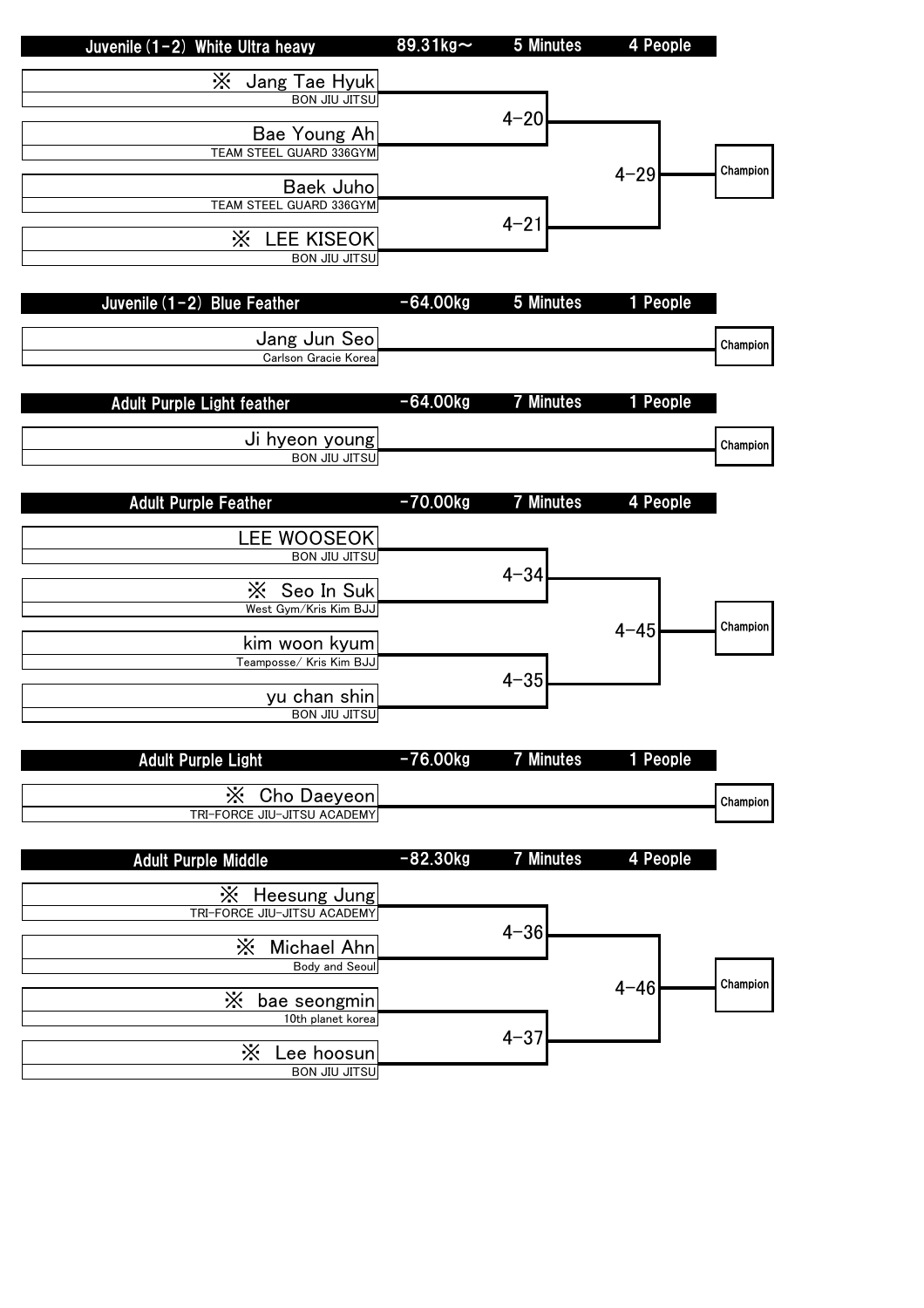## Juvenile (1-2) White Ultra heavy | 89.31kg~ | 5 Minutes | 4 People

- ※ Jang Tae Hyuk — BON JIU JITSU
- Bae Young Ah — TEAM STEEL GUARD 336GYM
- Baek Juho — TEAM STEEL GUARD 336GYM
- ※ LEE KISEOK — BON JIU JITSU

Matches: 4-20, 4-21, 4-29 → Champion

## Juvenile (1-2) Blue Feather | -64.00kg | 5 Minutes | 1 People

- Jang Jun Seo — Carlson Gracie Korea

Champion

## Adult Purple Light feather | -64.00kg | 7 Minutes | 1 People

- Ji hyeon young — BON JIU JITSU

Champion

## Adult Purple Feather | -70.00kg | 7 Minutes | 4 People

- LEE WOOSEOK — BON JIU JITSU
- ※ Seo In Suk — West Gym/Kris Kim BJJ
- kim woon kyum — Teamposse/ Kris Kim BJJ
- yu chan shin — BON JIU JITSU

Matches: 4-34, 4-35, 4-45 → Champion

## Adult Purple Light | -76.00kg | 7 Minutes | 1 People

- ※ Cho Daeyeon — TRI-FORCE JIU-JITSU ACADEMY

Champion

## Adult Purple Middle | -82.30kg | 7 Minutes | 4 People

- ※ Heesung Jung — TRI-FORCE JIU-JITSU ACADEMY
- ※ Michael Ahn — Body and Seoul
- ※ bae seongmin — 10th planet korea
- ※ Lee hoosun — BON JIU JITSU

Matches: 4-36, 4-37, 4-46 → Champion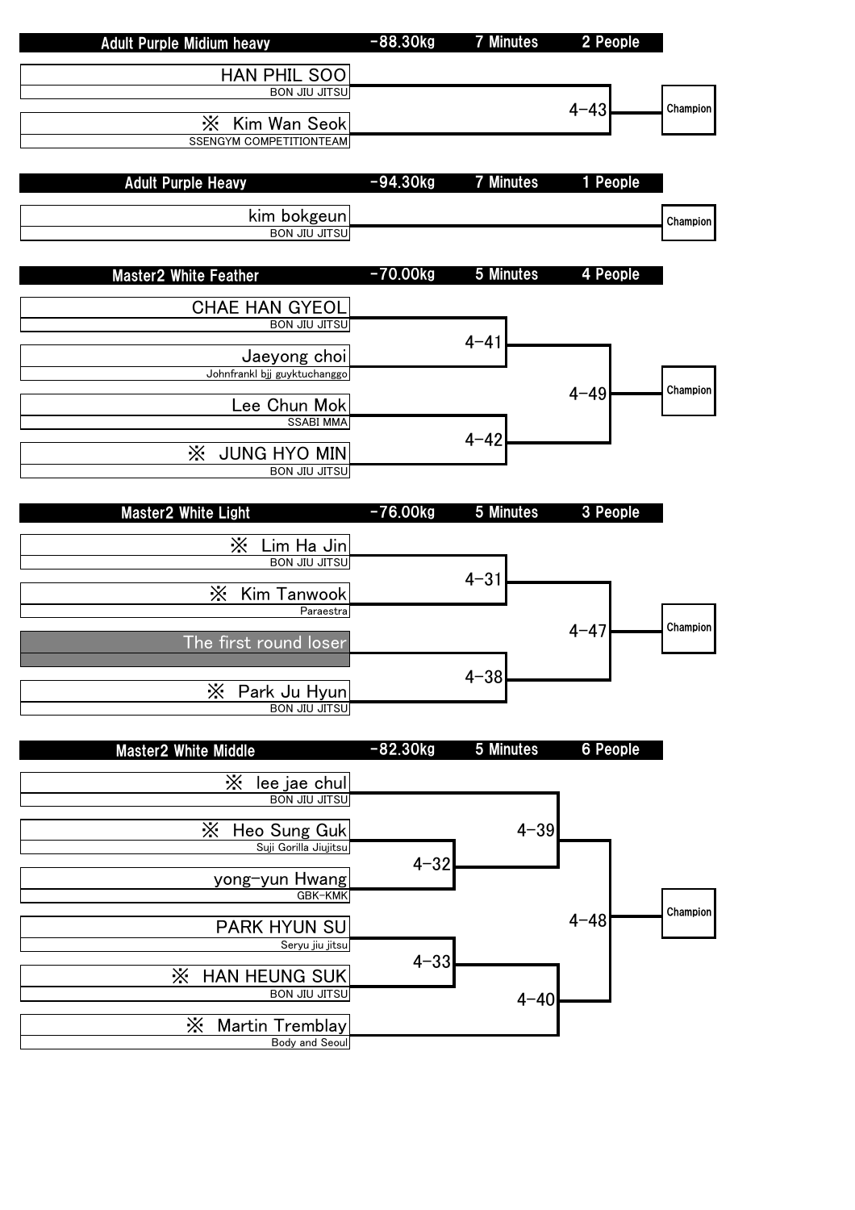## Adult Purple Midium heavy

| Division | Weight | Time | Entrants |
|---|---|---|---|
| Adult Purple Midium heavy | -88.30kg | 7 Minutes | 2 People |

| Competitor | Team |
|---|---|
| HAN PHIL SOO | BON JIU JITSU |
| ※ Kim Wan Seok | SSENGYM COMPETITIONTEAM |

Match 4-43 → Champion

## Adult Purple Heavy

| Division | Weight | Time | Entrants |
|---|---|---|---|
| Adult Purple Heavy | -94.30kg | 7 Minutes | 1 People |

| Competitor | Team |
|---|---|
| kim bokgeun | BON JIU JITSU |

→ Champion

## Master2 White Feather

| Division | Weight | Time | Entrants |
|---|---|---|---|
| Master2 White Feather | -70.00kg | 5 Minutes | 4 People |

| Competitor | Team |
|---|---|
| CHAE HAN GYEOL | BON JIU JITSU |
| Jaeyong choi | Johnfrankl bjj guyktuchanggo |
| Lee Chun Mok | SSABI MMA |
| ※ JUNG HYO MIN | BON JIU JITSU |

- 4-41: CHAE HAN GYEOL vs Jaeyong choi
- 4-42: Lee Chun Mok vs ※ JUNG HYO MIN
- 4-49: Winner 4-41 vs Winner 4-42 → Champion

## Master2 White Light

| Division | Weight | Time | Entrants |
|---|---|---|---|
| Master2 White Light | -76.00kg | 5 Minutes | 3 People |

| Competitor | Team |
|---|---|
| ※ Lim Ha Jin | BON JIU JITSU |
| ※ Kim Tanwook | Paraestra |
| The first round loser | |
| ※ Park Ju Hyun | BON JIU JITSU |

- 4-31: ※ Lim Ha Jin vs ※ Kim Tanwook
- 4-38: The first round loser vs ※ Park Ju Hyun
- 4-47: Winner 4-31 vs Winner 4-38 → Champion

## Master2 White Middle

| Division | Weight | Time | Entrants |
|---|---|---|---|
| Master2 White Middle | -82.30kg | 5 Minutes | 6 People |

| Competitor | Team |
|---|---|
| ※ lee jae chul | BON JIU JITSU |
| ※ Heo Sung Guk | Suji Gorilla Jiujitsu |
| yong-yun Hwang | GBK-KMK |
| PARK HYUN SU | Seryu jiu jitsu |
| ※ HAN HEUNG SUK | BON JIU JITSU |
| ※ Martin Tremblay | Body and Seoul |

- 4-32: ※ Heo Sung Guk vs yong-yun Hwang
- 4-33: PARK HYUN SU vs ※ HAN HEUNG SUK
- 4-39: ※ lee jae chul vs Winner 4-32
- 4-40: Winner 4-33 vs ※ Martin Tremblay
- 4-48: Winner 4-39 vs Winner 4-40 → Champion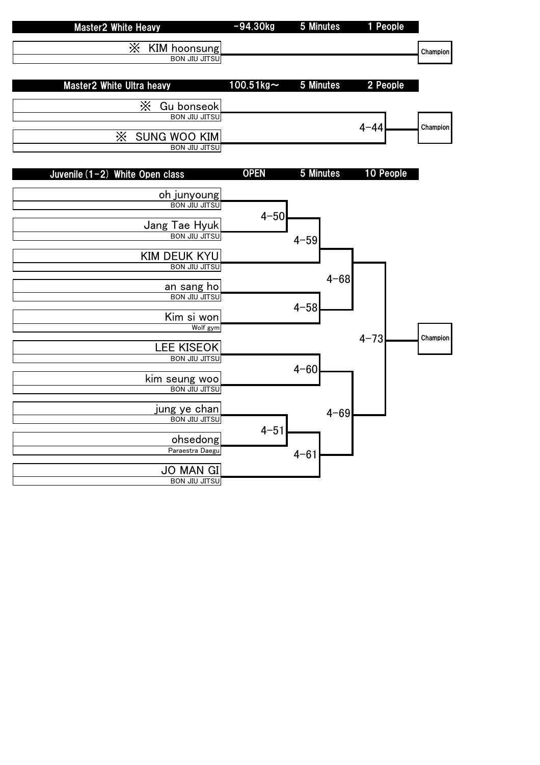| Master2 White Heavy | -94.30kg | 5 Minutes | 1 People |
|---|---|---|---|

※ KIM hoonsung
BON JIU JITSU

Champion

| Master2 White Ultra heavy | 100.51kg～ | 5 Minutes | 2 People |
|---|---|---|---|

※ Gu bonseok
BON JIU JITSU

※ SUNG WOO KIM
BON JIU JITSU

4-44

Champion

| Juvenile (1-2) White Open class | OPEN | 5 Minutes | 10 People |
|---|---|---|---|

oh junyoung
BON JIU JITSU

Jang Tae Hyuk
BON JIU JITSU

KIM DEUK KYU
BON JIU JITSU

an sang ho
BON JIU JITSU

Kim si won
Wolf gym

LEE KISEOK
BON JIU JITSU

kim seung woo
BON JIU JITSU

jung ye chan
BON JIU JITSU

ohsedong
Paraestra Daegu

JO MAN GI
BON JIU JITSU

4-50

4-59

4-58

4-68

4-60

4-51

4-61

4-69

4-73

Champion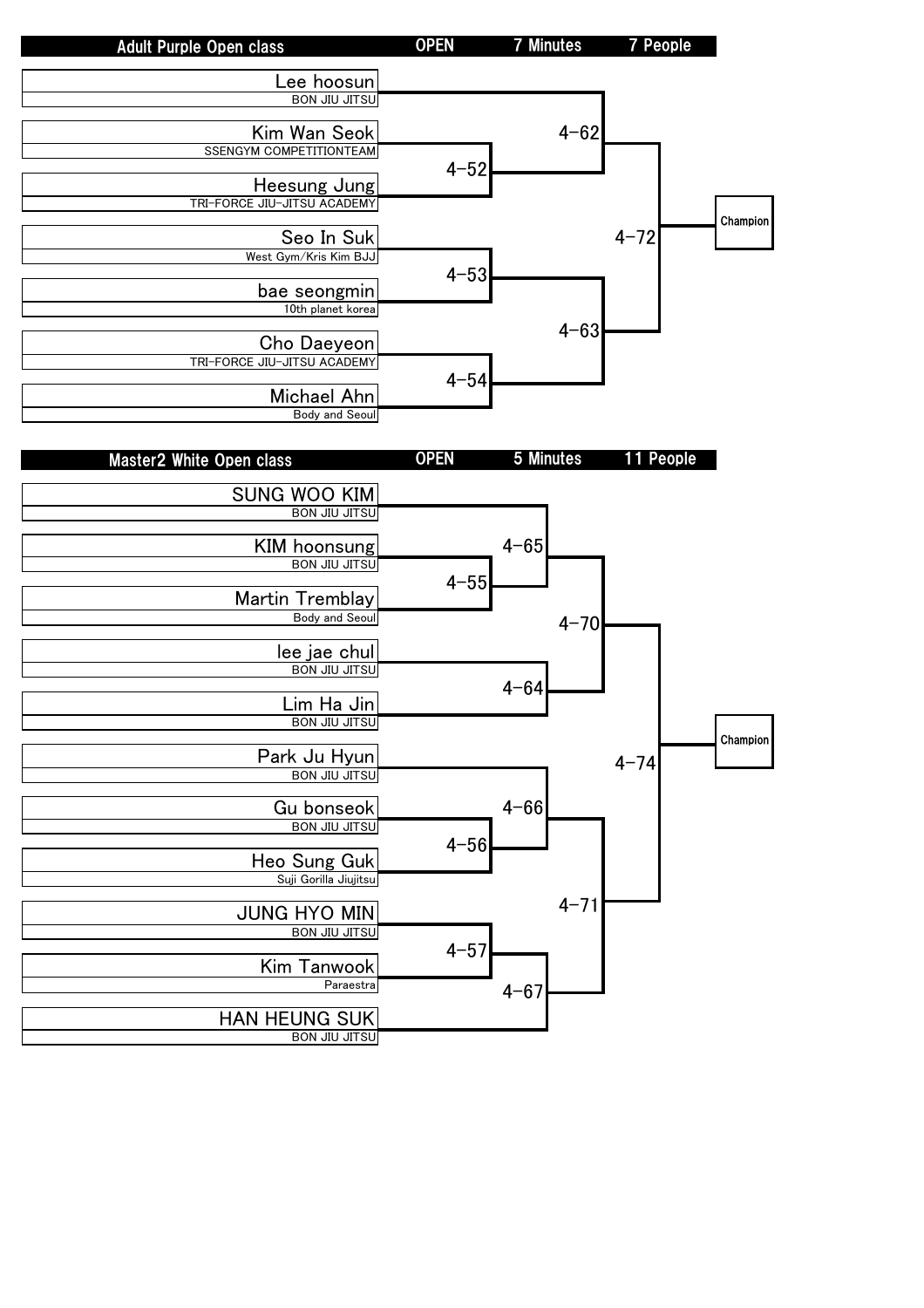## Adult Purple Open class

OPEN | 7 Minutes | 7 People

| Competitor | Team |
|---|---|
| Lee hoosun | BON JIU JITSU |
| Kim Wan Seok | SSENGYM COMPETITIONTEAM |
| Heesung Jung | TRI-FORCE JIU-JITSU ACADEMY |
| Seo In Suk | West Gym/Kris Kim BJJ |
| bae seongmin | 10th planet korea |
| Cho Daeyeon | TRI-FORCE JIU-JITSU ACADEMY |
| Michael Ahn | Body and Seoul |

Matches:

- 4-52: Kim Wan Seok vs Heesung Jung
- 4-53: Seo In Suk vs bae seongmin
- 4-54: Cho Daeyeon vs Michael Ahn
- 4-62: Lee hoosun vs Winner of 4-52
- 4-63: Winner of 4-53 vs Winner of 4-54
- 4-72: Winner of 4-62 vs Winner of 4-63 → Champion

## Master2 White Open class

OPEN | 5 Minutes | 11 People

| Competitor | Team |
|---|---|
| SUNG WOO KIM | BON JIU JITSU |
| KIM hoonsung | BON JIU JITSU |
| Martin Tremblay | Body and Seoul |
| lee jae chul | BON JIU JITSU |
| Lim Ha Jin | BON JIU JITSU |
| Park Ju Hyun | BON JIU JITSU |
| Gu bonseok | BON JIU JITSU |
| Heo Sung Guk | Suji Gorilla Jiujitsu |
| JUNG HYO MIN | BON JIU JITSU |
| Kim Tanwook | Paraestra |
| HAN HEUNG SUK | BON JIU JITSU |

Matches:

- 4-55: KIM hoonsung vs Martin Tremblay
- 4-56: Gu bonseok vs Heo Sung Guk
- 4-57: JUNG HYO MIN vs Kim Tanwook
- 4-64: lee jae chul vs Lim Ha Jin
- 4-65: SUNG WOO KIM vs Winner of 4-55
- 4-66: Park Ju Hyun vs Winner of 4-56
- 4-67: Winner of 4-57 vs HAN HEUNG SUK
- 4-70: Winner of 4-65 vs Winner of 4-64
- 4-71: Winner of 4-66 vs Winner of 4-67
- 4-74: Winner of 4-70 vs Winner of 4-71 → Champion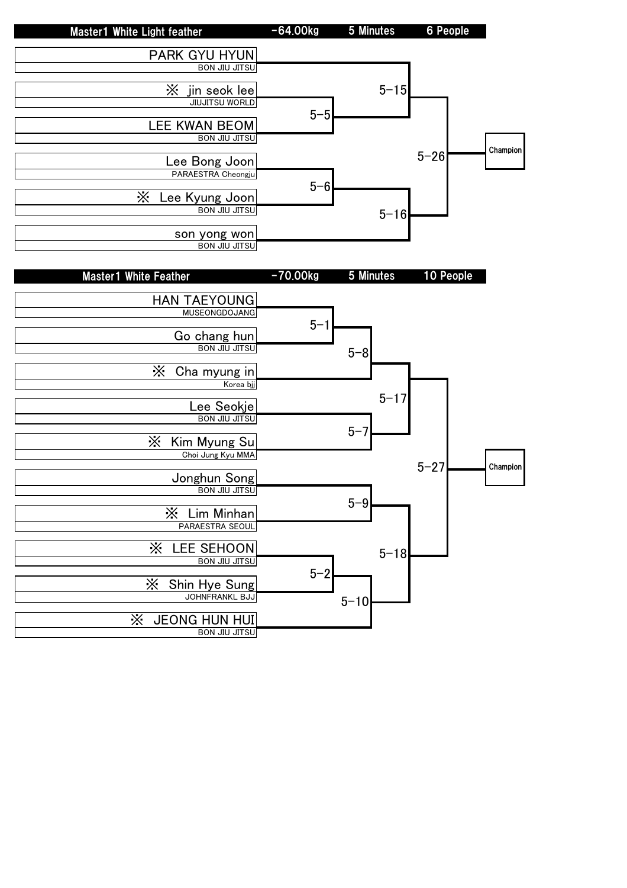## Master1 White Light feather

| Division | Weight | Time | Entrants |
| --- | --- | --- | --- |
| Master1 White Light feather | -64.00kg | 5 Minutes | 6 People |

| Competitor | Team |
| --- | --- |
| PARK GYU HYUN | BON JIU JITSU |
| ※ jin seok lee | JIUJITSU WORLD |
| LEE KWAN BEOM | BON JIU JITSU |
| Lee Bong Joon | PARAESTRA Cheongju |
| ※ Lee Kyung Joon | BON JIU JITSU |
| son yong won | BON JIU JITSU |

Matches:
- 5-5: jin seok lee vs LEE KWAN BEOM
- 5-6: Lee Bong Joon vs Lee Kyung Joon
- 5-15: PARK GYU HYUN vs winner of 5-5
- 5-16: winner of 5-6 vs son yong won
- 5-26: winner of 5-15 vs winner of 5-16 → Champion

## Master1 White Feather

| Division | Weight | Time | Entrants |
| --- | --- | --- | --- |
| Master1 White Feather | -70.00kg | 5 Minutes | 10 People |

| Competitor | Team |
| --- | --- |
| HAN TAEYOUNG | MUSEONGDOJANG |
| Go chang hun | BON JIU JITSU |
| ※ Cha myung in | Korea bjj |
| Lee Seokje | BON JIU JITSU |
| ※ Kim Myung Su | Choi Jung Kyu MMA |
| Jonghun Song | BON JIU JITSU |
| ※ Lim Minhan | PARAESTRA SEOUL |
| ※ LEE SEHOON | BON JIU JITSU |
| ※ Shin Hye Sung | JOHNFRANKL BJJ |
| ※ JEONG HUN HUI | BON JIU JITSU |

Matches:
- 5-1: HAN TAEYOUNG vs Go chang hun
- 5-8: winner of 5-1 vs Cha myung in
- 5-7: Lee Seokje vs Kim Myung Su
- 5-17: winner of 5-8 vs winner of 5-7
- 5-9: Jonghun Song vs Lim Minhan
- 5-2: LEE SEHOON vs Shin Hye Sung
- 5-10: winner of 5-2 vs JEONG HUN HUI
- 5-18: winner of 5-9 vs winner of 5-10
- 5-27: winner of 5-17 vs winner of 5-18 → Champion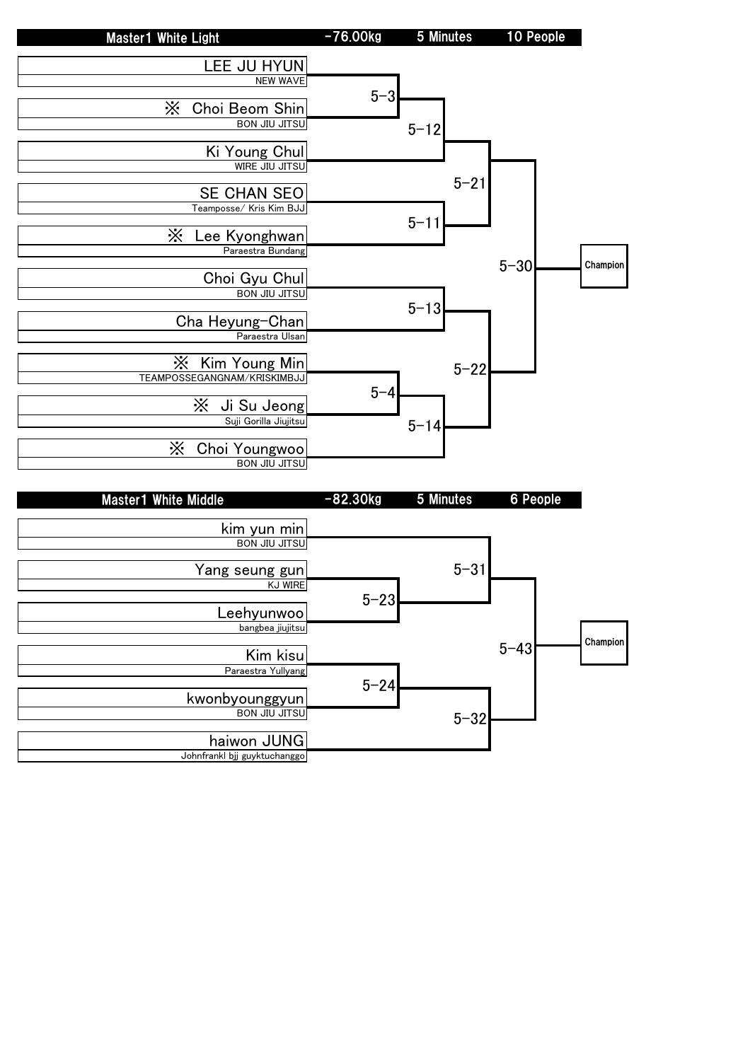## Master1 White Light | -76.00kg | 5 Minutes | 10 People

| Competitor | Team |
| --- | --- |
| LEE JU HYUN | NEW WAVE |
| ※ Choi Beom Shin | BON JIU JITSU |
| Ki Young Chul | WIRE JIU JITSU |
| SE CHAN SEO | Teamposse/ Kris Kim BJJ |
| ※ Lee Kyonghwan | Paraestra Bundang |
| Choi Gyu Chul | BON JIU JITSU |
| Cha Heyung-Chan | Paraestra Ulsan |
| ※ Kim Young Min | TEAMPOSSEGANGNAM/KRISKIMBJJ |
| ※ Ji Su Jeong | Suji Gorilla Jiujitsu |
| ※ Choi Youngwoo | BON JIU JITSU |

Matches:
- 5-3: LEE JU HYUN vs ※ Choi Beom Shin
- 5-12: Winner 5-3 vs Ki Young Chul
- 5-11: SE CHAN SEO vs ※ Lee Kyonghwan
- 5-21: Winner 5-12 vs Winner 5-11
- 5-13: Choi Gyu Chul vs Cha Heyung-Chan
- 5-4: ※ Kim Young Min vs ※ Ji Su Jeong
- 5-14: Winner 5-4 vs ※ Choi Youngwoo
- 5-22: Winner 5-13 vs Winner 5-14
- 5-30: Winner 5-21 vs Winner 5-22 → Champion

## Master1 White Middle | -82.30kg | 5 Minutes | 6 People

| Competitor | Team |
| --- | --- |
| kim yun min | BON JIU JITSU |
| Yang seung gun | KJ WIRE |
| Leehyunwoo | bangbea jiujitsu |
| Kim kisu | Paraestra Yullyang |
| kwonbyounggyun | BON JIU JITSU |
| haiwon JUNG | Johnfrankl bjj guyktuchanggo |

Matches:
- 5-23: Yang seung gun vs Leehyunwoo
- 5-31: kim yun min vs Winner 5-23
- 5-24: Kim kisu vs kwonbyounggyun
- 5-32: Winner 5-24 vs haiwon JUNG
- 5-43: Winner 5-31 vs Winner 5-32 → Champion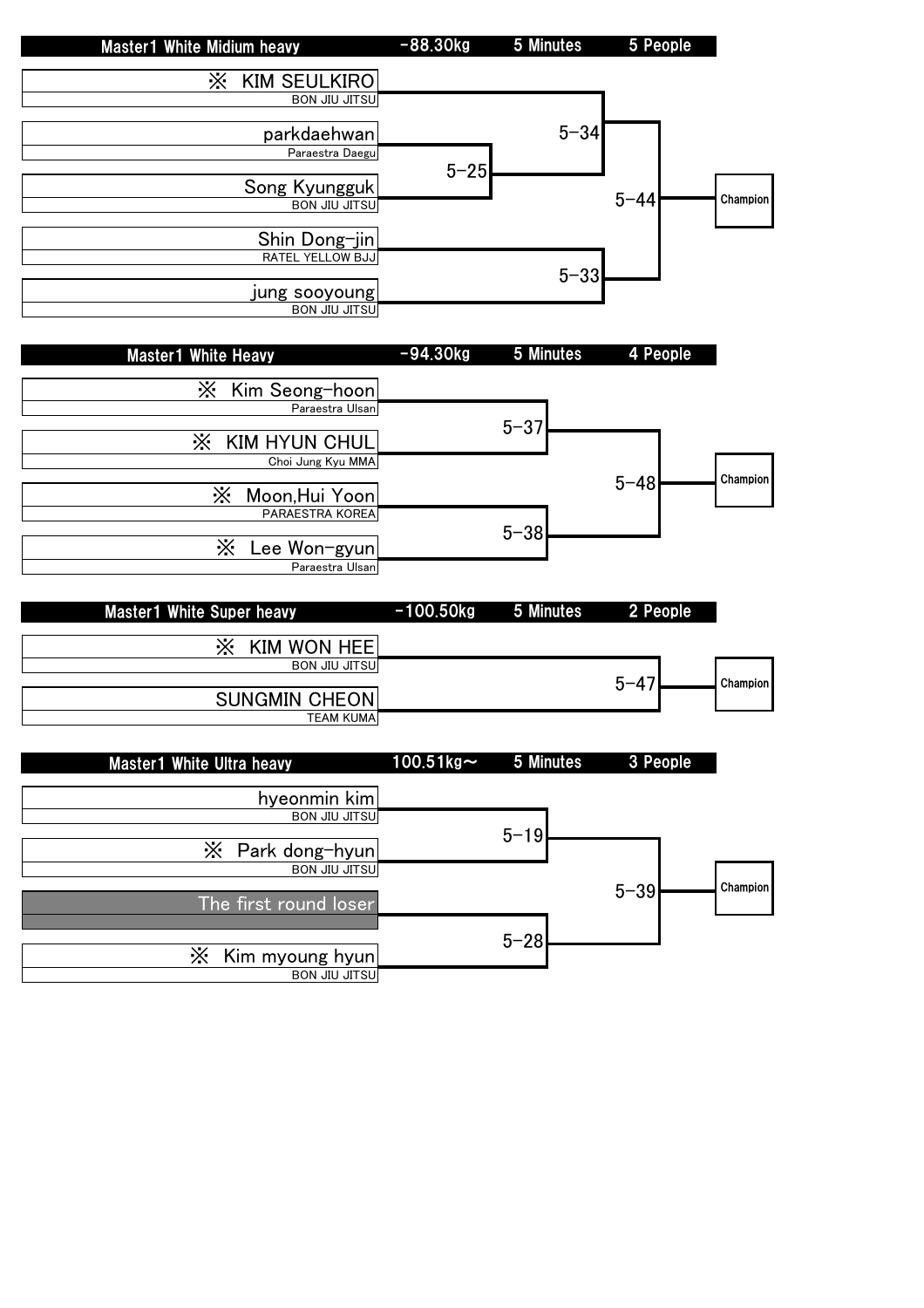## Master1 White Midium heavy

| -88.30kg | 5 Minutes | 5 People |
|---|---|---|

| Competitor | Team |
|---|---|
| ※ KIM SEULKIRO | BON JIU JITSU |
| parkdaehwan | Paraestra Daegu |
| Song Kyungguk | BON JIU JITSU |
| Shin Dong-jin | RATEL YELLOW BJJ |
| jung sooyoung | BON JIU JITSU |

Matches: 5-25, 5-34, 5-33, 5-44 → Champion

## Master1 White Heavy

| -94.30kg | 5 Minutes | 4 People |
|---|---|---|

| Competitor | Team |
|---|---|
| ※ Kim Seong-hoon | Paraestra Ulsan |
| ※ KIM HYUN CHUL | Choi Jung Kyu MMA |
| ※ Moon,Hui Yoon | PARAESTRA KOREA |
| ※ Lee Won-gyun | Paraestra Ulsan |

Matches: 5-37, 5-38, 5-48 → Champion

## Master1 White Super heavy

| -100.50kg | 5 Minutes | 2 People |
|---|---|---|

| Competitor | Team |
|---|---|
| ※ KIM WON HEE | BON JIU JITSU |
| SUNGMIN CHEON | TEAM KUMA |

Matches: 5-47 → Champion

## Master1 White Ultra heavy

| 100.51kg～ | 5 Minutes | 3 People |
|---|---|---|

| Competitor | Team |
|---|---|
| hyeonmin kim | BON JIU JITSU |
| ※ Park dong-hyun | BON JIU JITSU |
| The first round loser | |
| ※ Kim myoung hyun | BON JIU JITSU |

Matches: 5-19, 5-28, 5-39 → Champion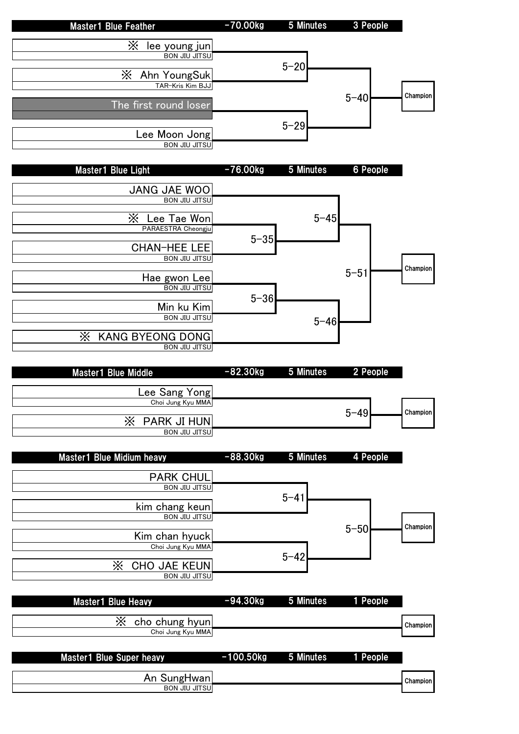## Master1 Blue Feather

| -70.00kg | 5 Minutes | 3 People |
|---|---|---|

- ※ lee young jun — BON JIU JITSU
- ※ Ahn YoungSuk — TAR-Kris Kim BJJ
- The first round loser
- Lee Moon Jong — BON JIU JITSU

Matches: 5-20, 5-29, 5-40 → Champion

## Master1 Blue Light

| -76.00kg | 5 Minutes | 6 People |
|---|---|---|

- JANG JAE WOO — BON JIU JITSU
- ※ Lee Tae Won — PARAESTRA Cheongju
- CHAN-HEE LEE — BON JIU JITSU
- Hae gwon Lee — BON JIU JITSU
- Min ku Kim — BON JIU JITSU
- ※ KANG BYEONG DONG — BON JIU JITSU

Matches: 5-35, 5-36, 5-45, 5-46, 5-51 → Champion

## Master1 Blue Middle

| -82.30kg | 5 Minutes | 2 People |
|---|---|---|

- Lee Sang Yong — Choi Jung Kyu MMA
- ※ PARK JI HUN — BON JIU JITSU

Matches: 5-49 → Champion

## Master1 Blue Midium heavy

| -88.30kg | 5 Minutes | 4 People |
|---|---|---|

- PARK CHUL — BON JIU JITSU
- kim chang keun — BON JIU JITSU
- Kim chan hyuck — Choi Jung Kyu MMA
- ※ CHO JAE KEUN — BON JIU JITSU

Matches: 5-41, 5-42, 5-50 → Champion

## Master1 Blue Heavy

| -94.30kg | 5 Minutes | 1 People |
|---|---|---|

- ※ cho chung hyun — Choi Jung Kyu MMA

→ Champion

## Master1 Blue Super heavy

| -100.50kg | 5 Minutes | 1 People |
|---|---|---|

- An SungHwan — BON JIU JITSU

→ Champion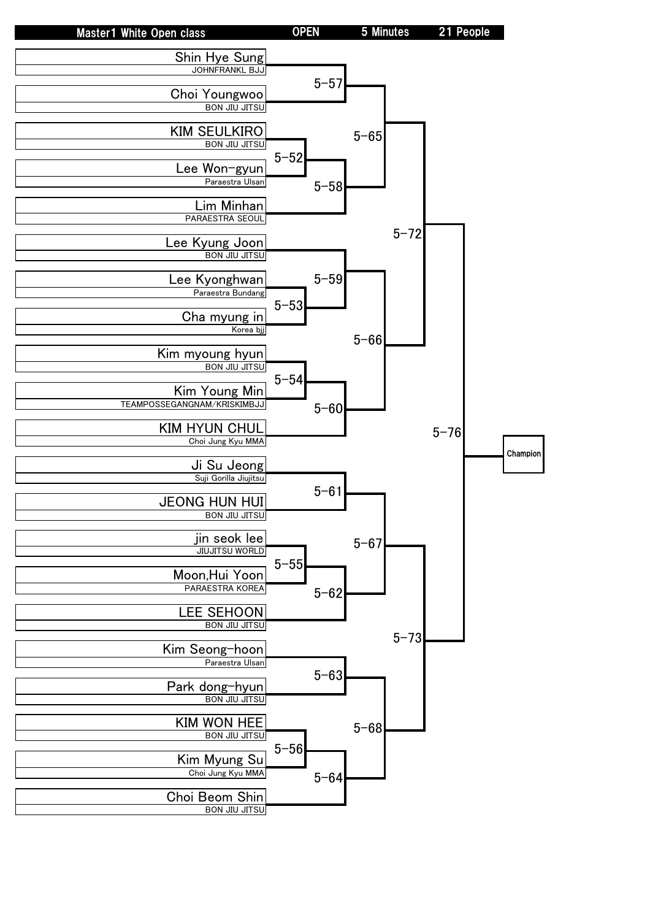| Master1 White Open class | OPEN | 5 Minutes | 21 People |
|---|---|---|---|

| Name | Team |
|---|---|
| Shin Hye Sung | JOHNFRANKL BJJ |
| Choi Youngwoo | BON JIU JITSU |
| KIM SEULKIRO | BON JIU JITSU |
| Lee Won-gyun | Paraestra Ulsan |
| Lim Minhan | PARAESTRA SEOUL |
| Lee Kyung Joon | BON JIU JITSU |
| Lee Kyonghwan | Paraestra Bundang |
| Cha myung in | Korea bjj |
| Kim myoung hyun | BON JIU JITSU |
| Kim Young Min | TEAMPOSSEGANGNAM/KRISKIMBJJ |
| KIM HYUN CHUL | Choi Jung Kyu MMA |
| Ji Su Jeong | Suji Gorilla Jiujitsu |
| JEONG HUN HUI | BON JIU JITSU |
| jin seok lee | JIUJITSU WORLD |
| Moon,Hui Yoon | PARAESTRA KOREA |
| LEE SEHOON | BON JIU JITSU |
| Kim Seong-hoon | Paraestra Ulsan |
| Park dong-hyun | BON JIU JITSU |
| KIM WON HEE | BON JIU JITSU |
| Kim Myung Su | Choi Jung Kyu MMA |
| Choi Beom Shin | BON JIU JITSU |

Bracket matches:

- 5-57: Shin Hye Sung vs Choi Youngwoo
- 5-52: KIM SEULKIRO vs Lee Won-gyun
- 5-58: Winner 5-52 vs Lim Minhan
- 5-65: Winner 5-57 vs Winner 5-58
- 5-53: Lee Kyonghwan vs Cha myung in
- 5-59: Lee Kyung Joon vs Winner 5-53
- 5-54: Kim myoung hyun vs Kim Young Min
- 5-60: Winner 5-54 vs KIM HYUN CHUL
- 5-66: Winner 5-59 vs Winner 5-60
- 5-72: Winner 5-65 vs Winner 5-66
- 5-61: Ji Su Jeong vs JEONG HUN HUI
- 5-55: jin seok lee vs Moon,Hui Yoon
- 5-62: Winner 5-55 vs LEE SEHOON
- 5-67: Winner 5-61 vs Winner 5-62
- 5-63: Kim Seong-hoon vs Park dong-hyun
- 5-56: KIM WON HEE vs Kim Myung Su
- 5-64: Winner 5-56 vs Choi Beom Shin
- 5-68: Winner 5-63 vs Winner 5-64
- 5-73: Winner 5-67 vs Winner 5-68
- 5-76: Winner 5-72 vs Winner 5-73 → Champion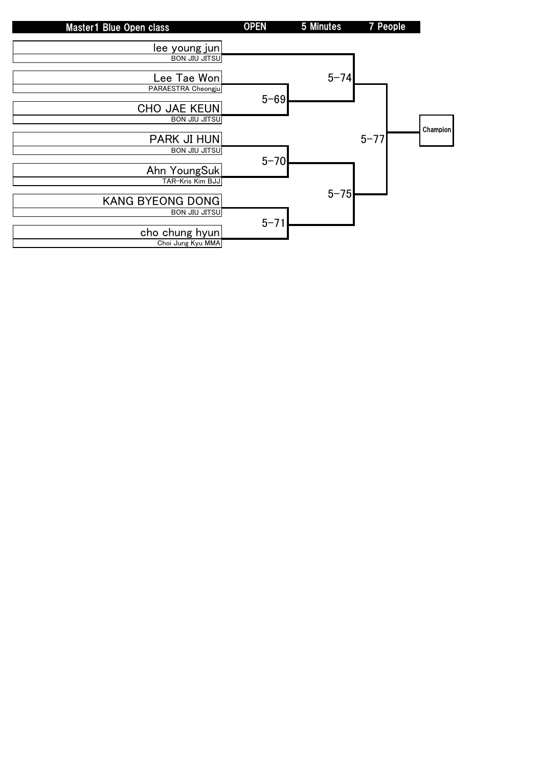| Master1 Blue Open class | OPEN | 5 Minutes | 7 People |
|---|---|---|---|

| Competitor | Team |
|---|---|
| lee young jun | BON JIU JITSU |
| Lee Tae Won | PARAESTRA Cheongju |
| CHO JAE KEUN | BON JIU JITSU |
| PARK JI HUN | BON JIU JITSU |
| Ahn YoungSuk | TAR-Kris Kim BJJ |
| KANG BYEONG DONG | BON JIU JITSU |
| cho chung hyun | Choi Jung Kyu MMA |

| Match | Participants |
|---|---|
| 5-69 | Lee Tae Won vs CHO JAE KEUN |
| 5-70 | PARK JI HUN vs Ahn YoungSuk |
| 5-71 | KANG BYEONG DONG vs cho chung hyun |
| 5-74 | lee young jun vs Winner of 5-69 |
| 5-75 | Winner of 5-70 vs Winner of 5-71 |
| 5-77 | Winner of 5-74 vs Winner of 5-75 |

Champion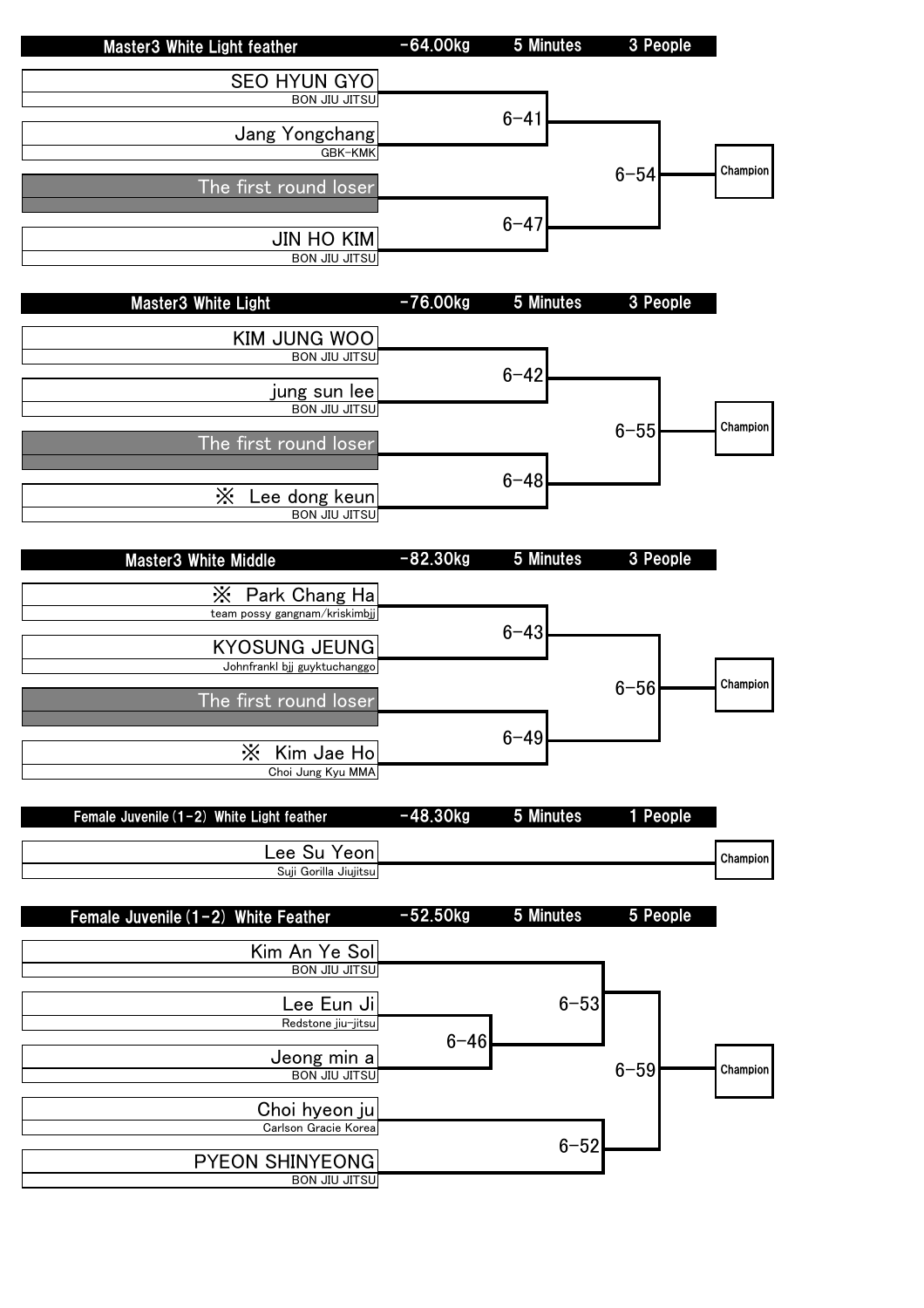## Master3 White Light feather | -64.00kg | 5 Minutes | 3 People

| Competitor | Team | Match | Final |
|---|---|---|---|
| SEO HYUN GYO | BON JIU JITSU | 6-41 | 6-54 → Champion |
| Jang Yongchang | GBK-KMK | | |
| The first round loser | | 6-47 | |
| JIN HO KIM | BON JIU JITSU | | |

## Master3 White Light | -76.00kg | 5 Minutes | 3 People

| Competitor | Team | Match | Final |
|---|---|---|---|
| KIM JUNG WOO | BON JIU JITSU | 6-42 | 6-55 → Champion |
| jung sun lee | BON JIU JITSU | | |
| The first round loser | | 6-48 | |
| ※ Lee dong keun | BON JIU JITSU | | |

## Master3 White Middle | -82.30kg | 5 Minutes | 3 People

| Competitor | Team | Match | Final |
|---|---|---|---|
| ※ Park Chang Ha | team possy gangnam/kriskimbjj | 6-43 | 6-56 → Champion |
| KYOSUNG JEUNG | Johnfrankl bjj guyktuchanggo | | |
| The first round loser | | 6-49 | |
| ※ Kim Jae Ho | Choi Jung Kyu MMA | | |

## Female Juvenile (1-2) White Light feather | -48.30kg | 5 Minutes | 1 People

| Competitor | Team | Result |
|---|---|---|
| Lee Su Yeon | Suji Gorilla Jiujitsu | Champion |

## Female Juvenile (1-2) White Feather | -52.50kg | 5 Minutes | 5 People

| Competitor | Team | Round 1 | Round 2 | Final |
|---|---|---|---|---|
| Kim An Ye Sol | BON JIU JITSU | | 6-53 | 6-59 → Champion |
| Lee Eun Ji | Redstone jiu-jitsu | 6-46 | | |
| Jeong min a | BON JIU JITSU | | | |
| Choi hyeon ju | Carlson Gracie Korea | | 6-52 | |
| PYEON SHINYEONG | BON JIU JITSU | | | |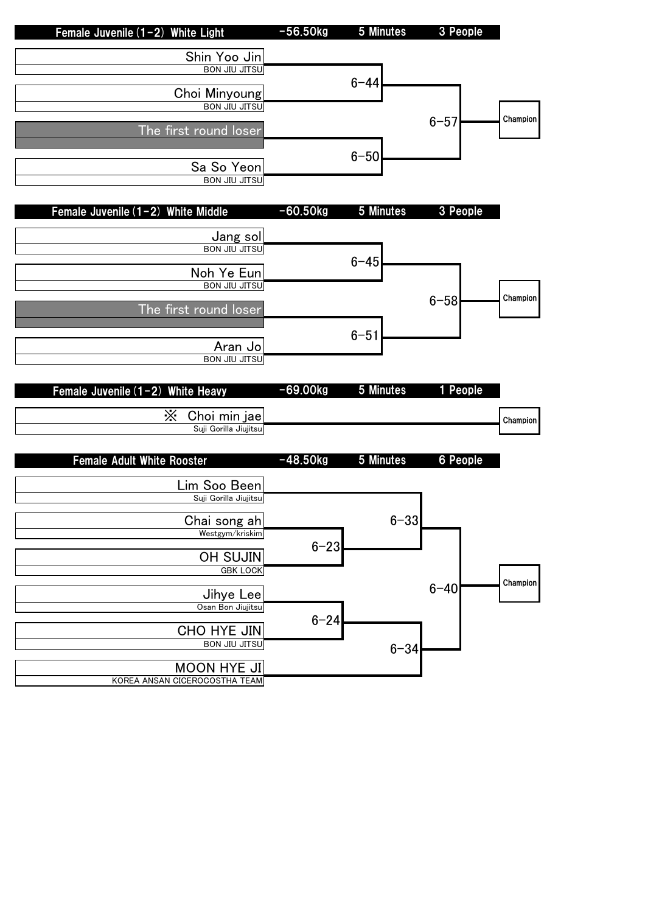## Female Juvenile (1-2) White Light | -56.50kg | 5 Minutes | 3 People

| Competitor | Team | Match | Match | Final |
|---|---|---|---|---|
| Shin Yoo Jin | BON JIU JITSU | 6-44 | 6-57 | Champion |
| Choi Minyoung | BON JIU JITSU | | | |
| The first round loser | | 6-50 | | |
| Sa So Yeon | BON JIU JITSU | | | |

## Female Juvenile (1-2) White Middle | -60.50kg | 5 Minutes | 3 People

| Competitor | Team | Match | Match | Final |
|---|---|---|---|---|
| Jang sol | BON JIU JITSU | 6-45 | 6-58 | Champion |
| Noh Ye Eun | BON JIU JITSU | | | |
| The first round loser | | 6-51 | | |
| Aran Jo | BON JIU JITSU | | | |

## Female Juvenile (1-2) White Heavy | -69.00kg | 5 Minutes | 1 People

| Competitor | Team | Final |
|---|---|---|
| ※ Choi min jae | Suji Gorilla Jiujitsu | Champion |

## Female Adult White Rooster | -48.50kg | 5 Minutes | 6 People

| Competitor | Team | Round 1 | Semifinal | Final |
|---|---|---|---|---|
| Lim Soo Been | Suji Gorilla Jiujitsu | | 6-33 | 6-40 |
| Chai song ah | Westgym/kriskim | 6-23 | | |
| OH SUJIN | GBK LOCK | | | |
| Jihye Lee | Osan Bon Jiujitsu | 6-24 | 6-34 | |
| CHO HYE JIN | BON JIU JITSU | | | |
| MOON HYE JI | KOREA ANSAN CICEROCOSTHA TEAM | | | |

Champion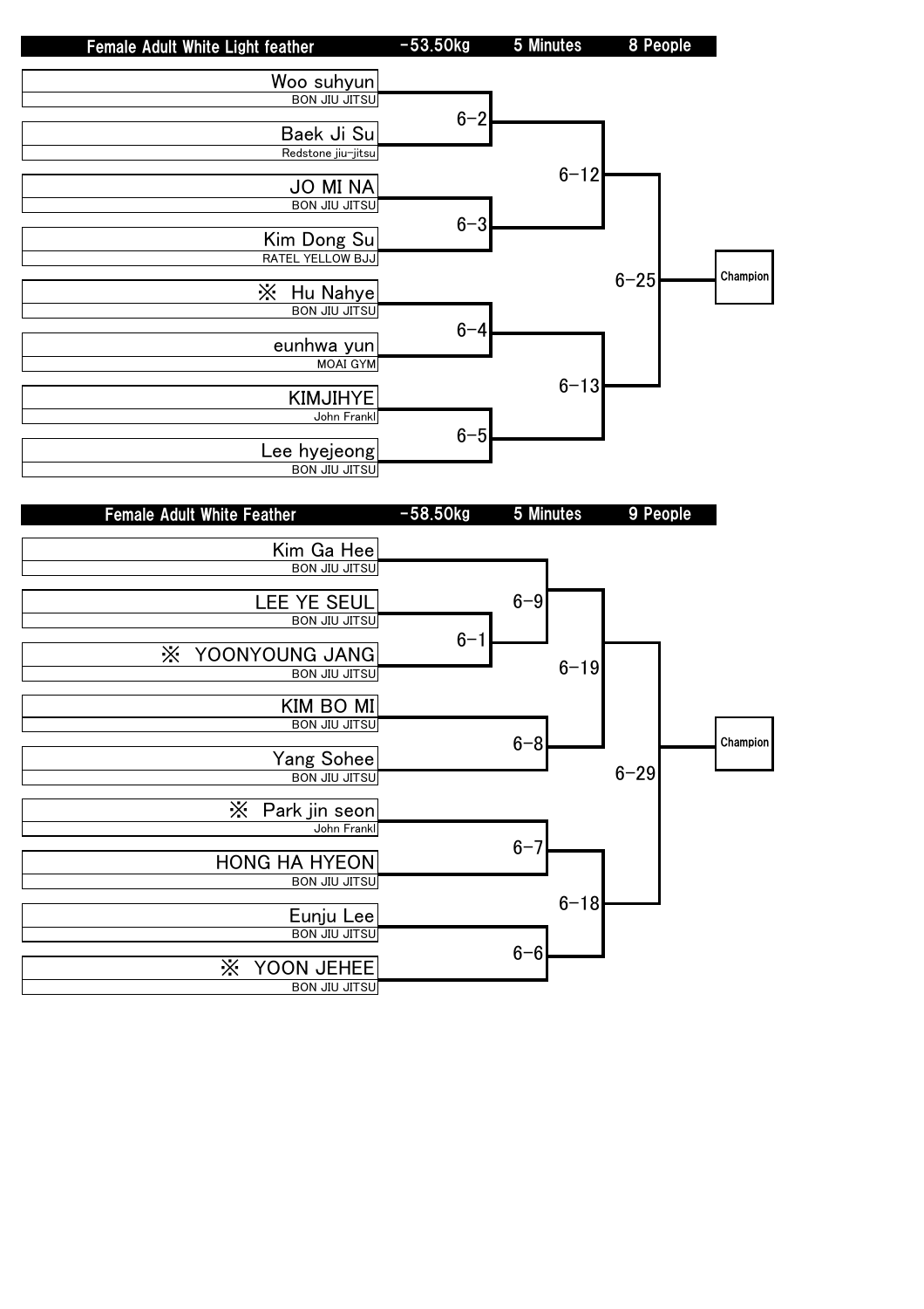## Female Adult White Light feather | -53.50kg | 5 Minutes | 8 People

| Name | Team |
|---|---|
| Woo suhyun | BON JIU JITSU |
| Baek Ji Su | Redstone jiu-jitsu |
| JO MI NA | BON JIU JITSU |
| Kim Dong Su | RATEL YELLOW BJJ |
| ※ Hu Nahye | BON JIU JITSU |
| eunhwa yun | MOAI GYM |
| KIMJIHYE | John Frankl |
| Lee hyejeong | BON JIU JITSU |

- 6-2: Woo suhyun vs Baek Ji Su
- 6-3: JO MI NA vs Kim Dong Su
- 6-4: ※ Hu Nahye vs eunhwa yun
- 6-5: KIMJIHYE vs Lee hyejeong
- 6-12: Winner 6-2 vs Winner 6-3
- 6-13: Winner 6-4 vs Winner 6-5
- 6-25: Winner 6-12 vs Winner 6-13 → Champion

## Female Adult White Feather | -58.50kg | 5 Minutes | 9 People

| Name | Team |
|---|---|
| Kim Ga Hee | BON JIU JITSU |
| LEE YE SEUL | BON JIU JITSU |
| ※ YOONYOUNG JANG | BON JIU JITSU |
| KIM BO MI | BON JIU JITSU |
| Yang Sohee | BON JIU JITSU |
| ※ Park jin seon | John Frankl |
| HONG HA HYEON | BON JIU JITSU |
| Eunju Lee | BON JIU JITSU |
| ※ YOON JEHEE | BON JIU JITSU |

- 6-1: LEE YE SEUL vs ※ YOONYOUNG JANG
- 6-9: Kim Ga Hee vs Winner 6-1
- 6-8: KIM BO MI vs Yang Sohee
- 6-7: ※ Park jin seon vs HONG HA HYEON
- 6-6: Eunju Lee vs ※ YOON JEHEE
- 6-19: Winner 6-9 vs Winner 6-8
- 6-18: Winner 6-7 vs Winner 6-6
- 6-29: Winner 6-19 vs Winner 6-18 → Champion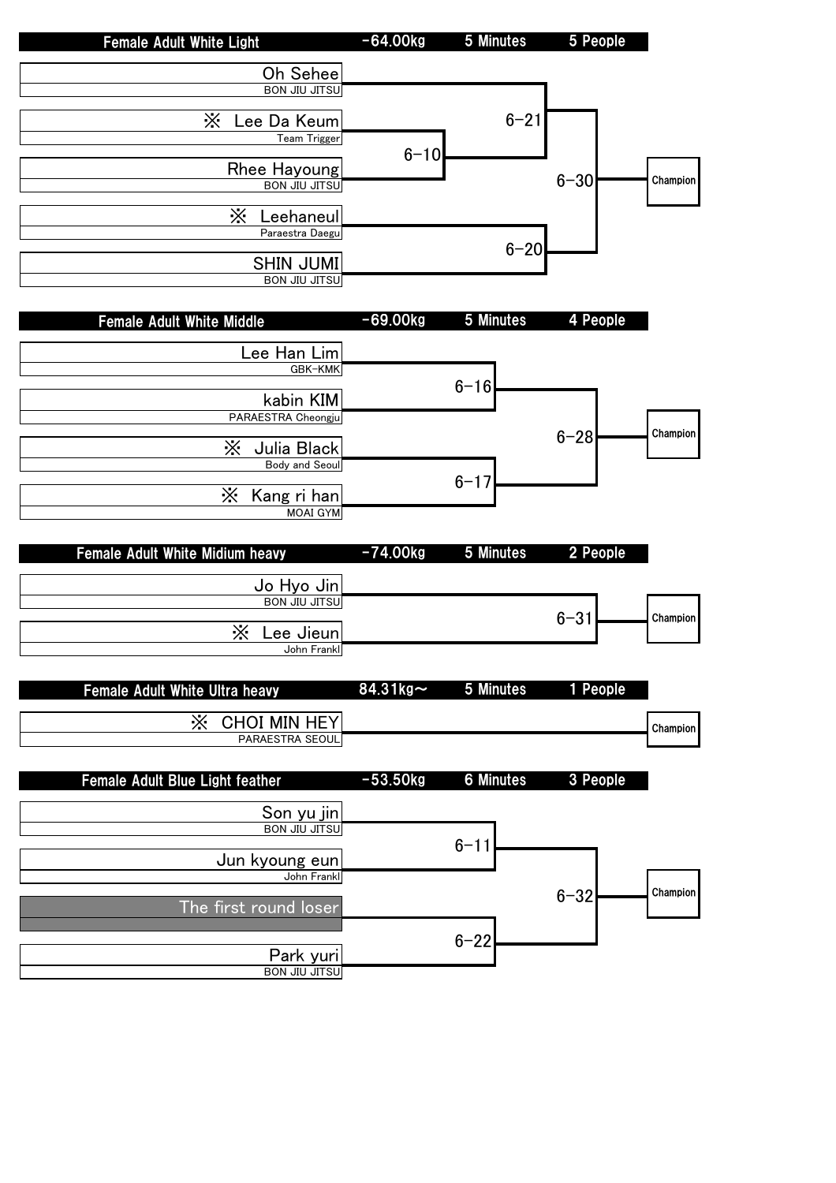## Female Adult White Light | -64.00kg | 5 Minutes | 5 People

| Competitor | Team |
|---|---|
| Oh Sehee | BON JIU JITSU |
| ※ Lee Da Keum | Team Trigger |
| Rhee Hayoung | BON JIU JITSU |
| ※ Leehaneul | Paraestra Daegu |
| SHIN JUMI | BON JIU JITSU |

Matches: 6-10 (Lee Da Keum vs Rhee Hayoung), 6-21 (Oh Sehee vs winner of 6-10), 6-20 (Leehaneul vs SHIN JUMI), 6-30 (winner of 6-21 vs winner of 6-20) → Champion

## Female Adult White Middle | -69.00kg | 5 Minutes | 4 People

| Competitor | Team |
|---|---|
| Lee Han Lim | GBK-KMK |
| kabin KIM | PARAESTRA Cheongju |
| ※ Julia Black | Body and Seoul |
| ※ Kang ri han | MOAI GYM |

Matches: 6-16 (Lee Han Lim vs kabin KIM), 6-17 (Julia Black vs Kang ri han), 6-28 (winner of 6-16 vs winner of 6-17) → Champion

## Female Adult White Midium heavy | -74.00kg | 5 Minutes | 2 People

| Competitor | Team |
|---|---|
| Jo Hyo Jin | BON JIU JITSU |
| ※ Lee Jieun | John Frankl |

Matches: 6-31 (Jo Hyo Jin vs Lee Jieun) → Champion

## Female Adult White Ultra heavy | 84.31kg～ | 5 Minutes | 1 People

| Competitor | Team |
|---|---|
| ※ CHOI MIN HEY | PARAESTRA SEOUL |

→ Champion

## Female Adult Blue Light feather | -53.50kg | 6 Minutes | 3 People

| Competitor | Team |
|---|---|
| Son yu jin | BON JIU JITSU |
| Jun kyoung eun | John Frankl |
| The first round loser | |
| Park yuri | BON JIU JITSU |

Matches: 6-11 (Son yu jin vs Jun kyoung eun), 6-22 (The first round loser vs Park yuri), 6-32 (winner of 6-11 vs winner of 6-22) → Champion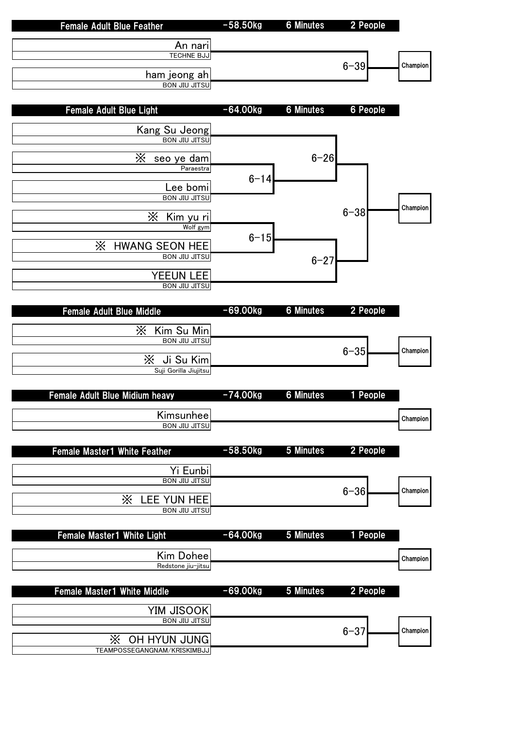## Female Adult Blue Feather | -58.50kg | 6 Minutes | 2 People

- An nari — TECHNE BJJ
- ham jeong ah — BON JIU JITSU

Match 6-39 → Champion

## Female Adult Blue Light | -64.00kg | 6 Minutes | 6 People

- Kang Su Jeong — BON JIU JITSU
- ※ seo ye dam — Paraestra
- Lee bomi — BON JIU JITSU
- ※ Kim yu ri — Wolf gym
- ※ HWANG SEON HEE — BON JIU JITSU
- YEEUN LEE — BON JIU JITSU

Match 6-14: seo ye dam vs Lee bomi

Match 6-15: Kim yu ri vs HWANG SEON HEE

Match 6-26: Kang Su Jeong vs winner of 6-14

Match 6-27: winner of 6-15 vs YEEUN LEE

Match 6-38: winner of 6-26 vs winner of 6-27 → Champion

## Female Adult Blue Middle | -69.00kg | 6 Minutes | 2 People

- ※ Kim Su Min — BON JIU JITSU
- ※ Ji Su Kim — Suji Gorilla Jiujitsu

Match 6-35 → Champion

## Female Adult Blue Midium heavy | -74.00kg | 6 Minutes | 1 People

- Kimsunhee — BON JIU JITSU

→ Champion

## Female Master1 White Feather | -58.50kg | 5 Minutes | 2 People

- Yi Eunbi — BON JIU JITSU
- ※ LEE YUN HEE — BON JIU JITSU

Match 6-36 → Champion

## Female Master1 White Light | -64.00kg | 5 Minutes | 1 People

- Kim Dohee — Redstone jiu-jitsu

→ Champion

## Female Master1 White Middle | -69.00kg | 5 Minutes | 2 People

- YIM JISOOK — BON JIU JITSU
- ※ OH HYUN JUNG — TEAMPOSSEGANGNAM/KRISKIMBJJ

Match 6-37 → Champion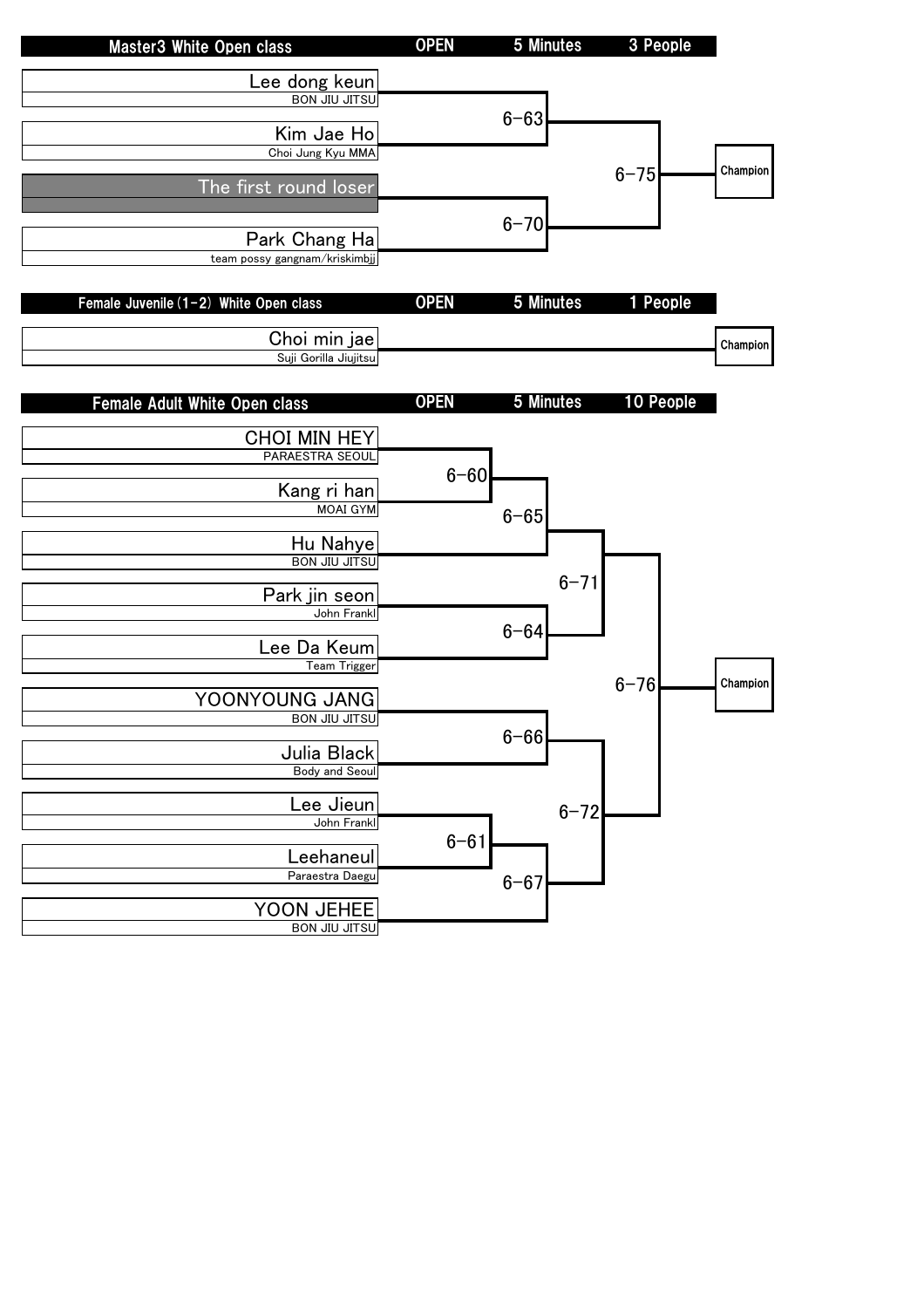## Master3 White Open class

| OPEN | 5 Minutes | 3 People |
|---|---|---|

| Competitor | Team |
|---|---|
| Lee dong keun | BON JIU JITSU |
| Kim Jae Ho | Choi Jung Kyu MMA |
| The first round loser | |
| Park Chang Ha | team possy gangnam/kriskimbjj |

Matches:
- 6-63: Lee dong keun vs Kim Jae Ho
- 6-70: The first round loser vs Park Chang Ha
- 6-75: Winner of 6-63 vs Winner of 6-70 → Champion

## Female Juvenile (1-2) White Open class

| OPEN | 5 Minutes | 1 People |
|---|---|---|

| Competitor | Team |
|---|---|
| Choi min jae | Suji Gorilla Jiujitsu |

Champion

## Female Adult White Open class

| OPEN | 5 Minutes | 10 People |
|---|---|---|

| Competitor | Team |
|---|---|
| CHOI MIN HEY | PARAESTRA SEOUL |
| Kang ri han | MOAI GYM |
| Hu Nahye | BON JIU JITSU |
| Park jin seon | John Frankl |
| Lee Da Keum | Team Trigger |
| YOONYOUNG JANG | BON JIU JITSU |
| Julia Black | Body and Seoul |
| Lee Jieun | John Frankl |
| Leehaneul | Paraestra Daegu |
| YOON JEHEE | BON JIU JITSU |

Matches:
- 6-60: CHOI MIN HEY vs Kang ri han
- 6-65: Winner of 6-60 vs Hu Nahye
- 6-64: Park jin seon vs Lee Da Keum
- 6-71: Winner of 6-65 vs Winner of 6-64
- 6-66: YOONYOUNG JANG vs Julia Black
- 6-61: Lee Jieun vs Leehaneul
- 6-67: Winner of 6-61 vs YOON JEHEE
- 6-72: Winner of 6-66 vs Winner of 6-67
- 6-76: Winner of 6-71 vs Winner of 6-72 → Champion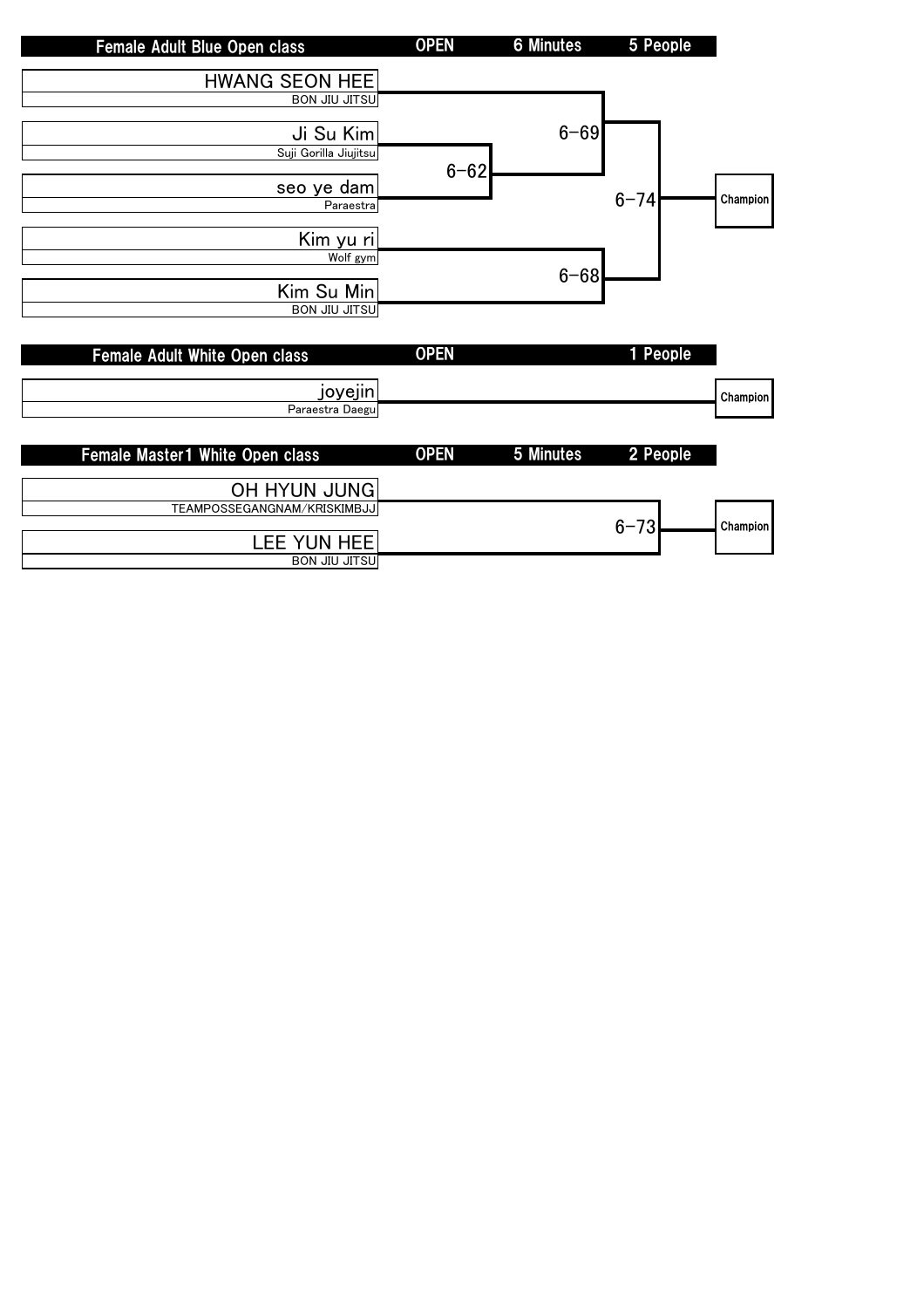## Female Adult Blue Open class

OPEN | 6 Minutes | 5 People

HWANG SEON HEE
BON JIU JITSU

Ji Su Kim
Suji Gorilla Jiujitsu

seo ye dam
Paraestra

Kim yu ri
Wolf gym

Kim Su Min
BON JIU JITSU

6-62

6-69

6-68

6-74

Champion

## Female Adult White Open class

OPEN | 1 People

joyejin
Paraestra Daegu

Champion

## Female Master1 White Open class

OPEN | 5 Minutes | 2 People

OH HYUN JUNG
TEAMPOSSEGANGNAM/KRISKIMBJJ

LEE YUN HEE
BON JIU JITSU

6-73

Champion